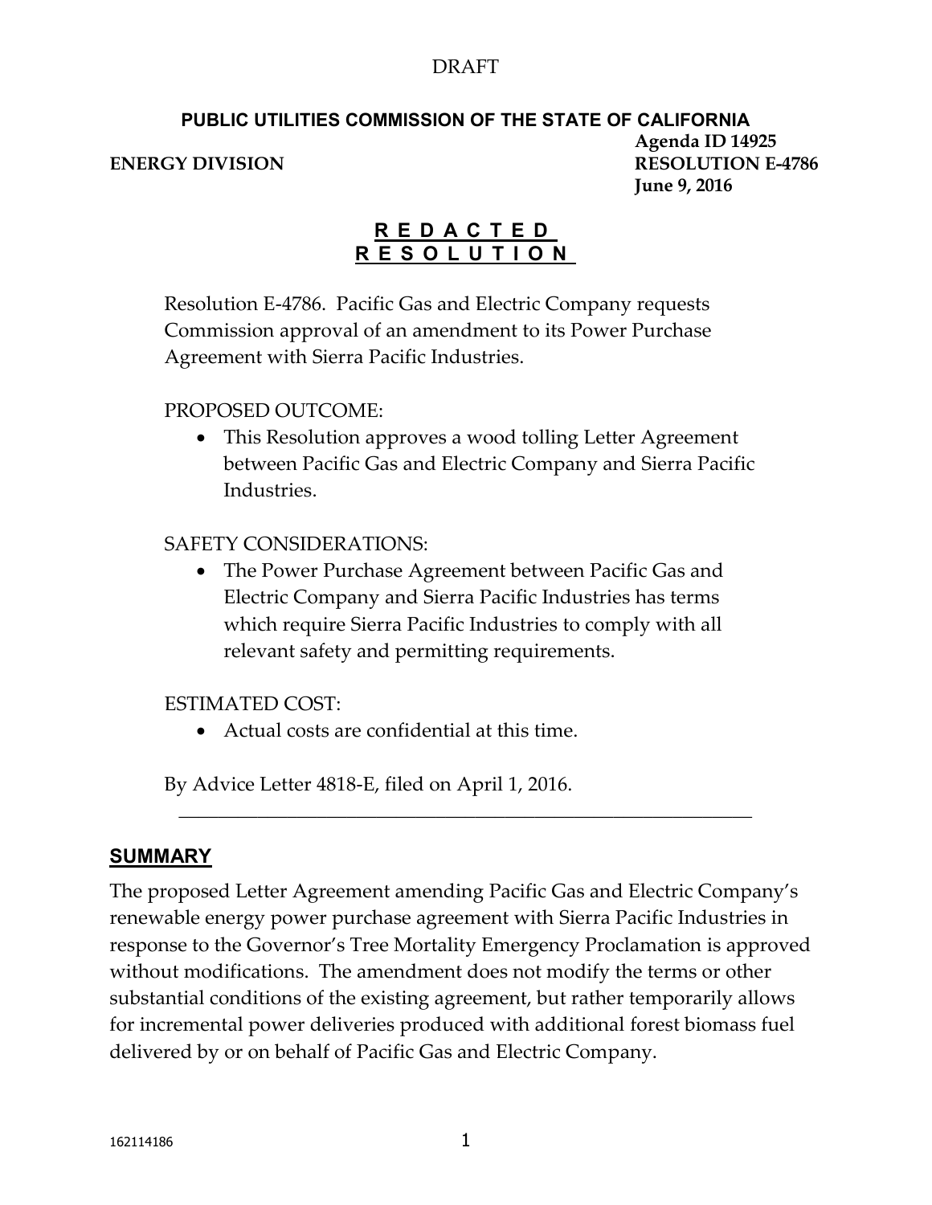DRAFT

**PUBLIC UTILITIES COMMISSION OF THE STATE OF CALIFORNIA**

**ENERGY DIVISION**

**Agenda ID 14925**
**RESOLUTION E-4786**
**June 9, 2016**

# R E D A C T E D R E S O L U T I O N

Resolution E-4786. Pacific Gas and Electric Company requests Commission approval of an amendment to its Power Purchase Agreement with Sierra Pacific Industries.

PROPOSED OUTCOME:

- This Resolution approves a wood tolling Letter Agreement between Pacific Gas and Electric Company and Sierra Pacific Industries.

SAFETY CONSIDERATIONS:

- The Power Purchase Agreement between Pacific Gas and Electric Company and Sierra Pacific Industries has terms which require Sierra Pacific Industries to comply with all relevant safety and permitting requirements.

ESTIMATED COST:

- Actual costs are confidential at this time.

By Advice Letter 4818-E, filed on April 1, 2016.

---

## SUMMARY

The proposed Letter Agreement amending Pacific Gas and Electric Company's renewable energy power purchase agreement with Sierra Pacific Industries in response to the Governor's Tree Mortality Emergency Proclamation is approved without modifications. The amendment does not modify the terms or other substantial conditions of the existing agreement, but rather temporarily allows for incremental power deliveries produced with additional forest biomass fuel delivered by or on behalf of Pacific Gas and Electric Company.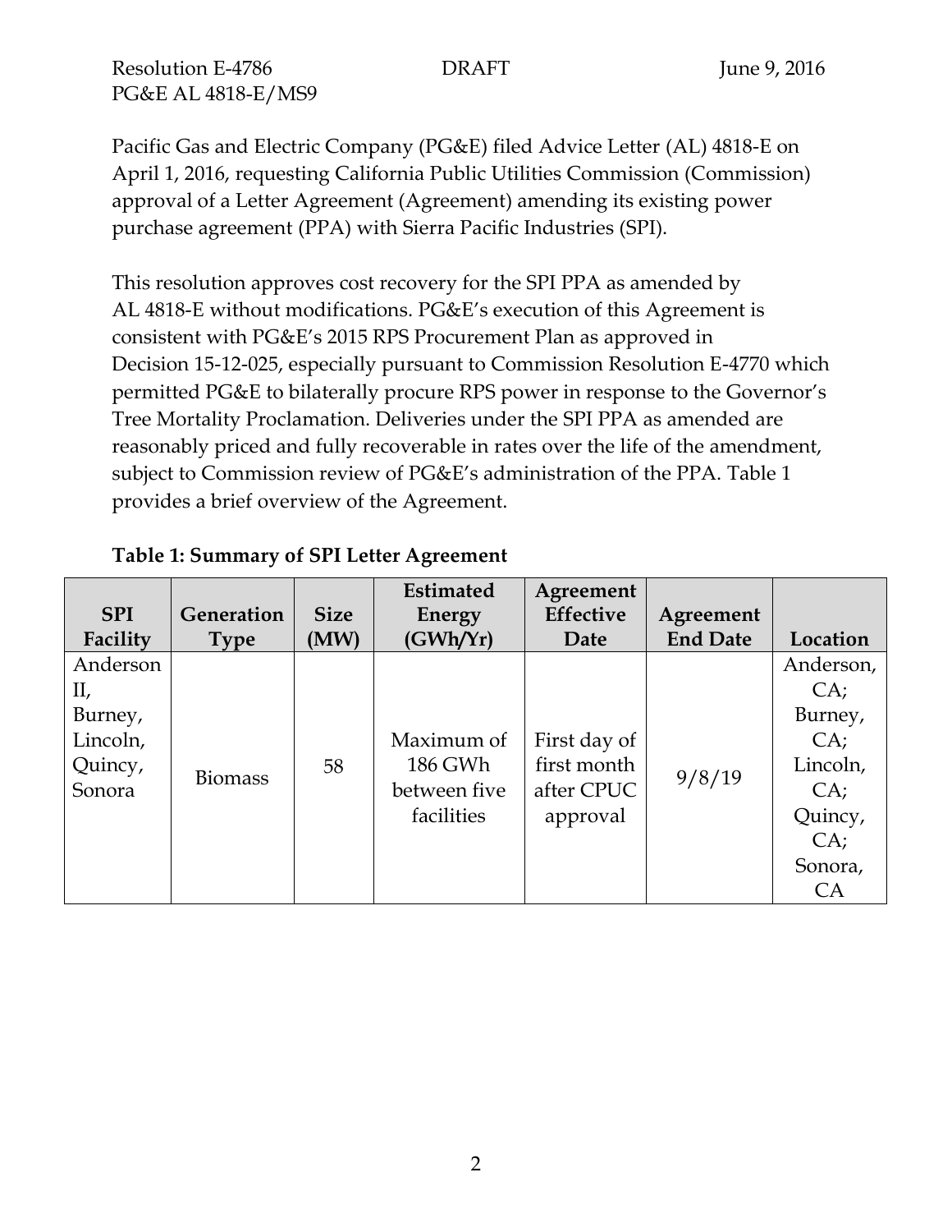Pacific Gas and Electric Company (PG&E) filed Advice Letter (AL) 4818-E on April 1, 2016, requesting California Public Utilities Commission (Commission) approval of a Letter Agreement (Agreement) amending its existing power purchase agreement (PPA) with Sierra Pacific Industries (SPI).

This resolution approves cost recovery for the SPI PPA as amended by AL 4818-E without modifications. PG&E's execution of this Agreement is consistent with PG&E's 2015 RPS Procurement Plan as approved in Decision 15-12-025, especially pursuant to Commission Resolution E-4770 which permitted PG&E to bilaterally procure RPS power in response to the Governor's Tree Mortality Proclamation. Deliveries under the SPI PPA as amended are reasonably priced and fully recoverable in rates over the life of the amendment, subject to Commission review of PG&E's administration of the PPA. Table 1 provides a brief overview of the Agreement.

**Table 1: Summary of SPI Letter Agreement**

| SPI Facility | Generation Type | Size (MW) | Estimated Energy (GWh/Yr) | Agreement Effective Date | Agreement End Date | Location |
|---|---|---|---|---|---|---|
| Anderson II, Burney, Lincoln, Quincy, Sonora | Biomass | 58 | Maximum of 186 GWh between five facilities | First day of first month after CPUC approval | 9/8/19 | Anderson, CA; Burney, CA; Lincoln, CA; Quincy, CA; Sonora, CA |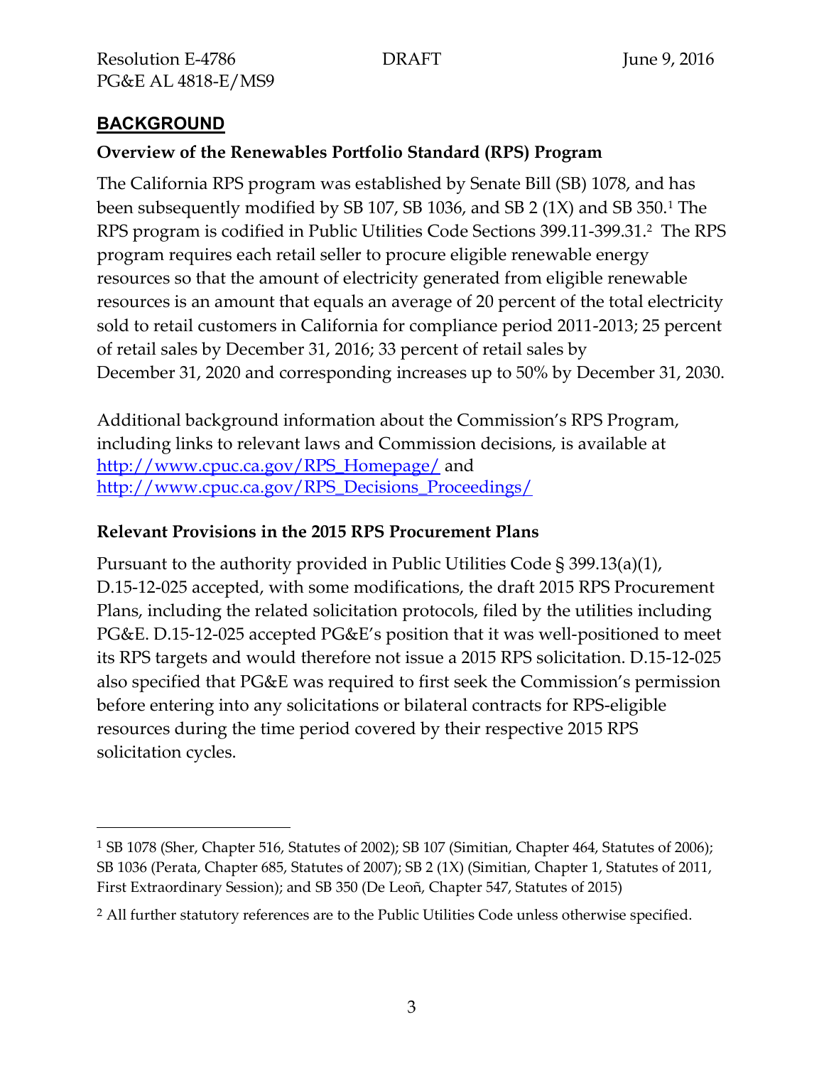## BACKGROUND

### Overview of the Renewables Portfolio Standard (RPS) Program

The California RPS program was established by Senate Bill (SB) 1078, and has been subsequently modified by SB 107, SB 1036, and SB 2 (1X) and SB 350.[1] The RPS program is codified in Public Utilities Code Sections 399.11-399.31.[2] The RPS program requires each retail seller to procure eligible renewable energy resources so that the amount of electricity generated from eligible renewable resources is an amount that equals an average of 20 percent of the total electricity sold to retail customers in California for compliance period 2011-2013; 25 percent of retail sales by December 31, 2016; 33 percent of retail sales by December 31, 2020 and corresponding increases up to 50% by December 31, 2030.

Additional background information about the Commission's RPS Program, including links to relevant laws and Commission decisions, is available at http://www.cpuc.ca.gov/RPS_Homepage/ and http://www.cpuc.ca.gov/RPS_Decisions_Proceedings/

### Relevant Provisions in the 2015 RPS Procurement Plans

Pursuant to the authority provided in Public Utilities Code § 399.13(a)(1), D.15-12-025 accepted, with some modifications, the draft 2015 RPS Procurement Plans, including the related solicitation protocols, filed by the utilities including PG&E. D.15-12-025 accepted PG&E's position that it was well-positioned to meet its RPS targets and would therefore not issue a 2015 RPS solicitation. D.15-12-025 also specified that PG&E was required to first seek the Commission's permission before entering into any solicitations or bilateral contracts for RPS-eligible resources during the time period covered by their respective 2015 RPS solicitation cycles.

---

[1] SB 1078 (Sher, Chapter 516, Statutes of 2002); SB 107 (Simitian, Chapter 464, Statutes of 2006); SB 1036 (Perata, Chapter 685, Statutes of 2007); SB 2 (1X) (Simitian, Chapter 1, Statutes of 2011, First Extraordinary Session); and SB 350 (De Leoñ, Chapter 547, Statutes of 2015)

[2] All further statutory references are to the Public Utilities Code unless otherwise specified.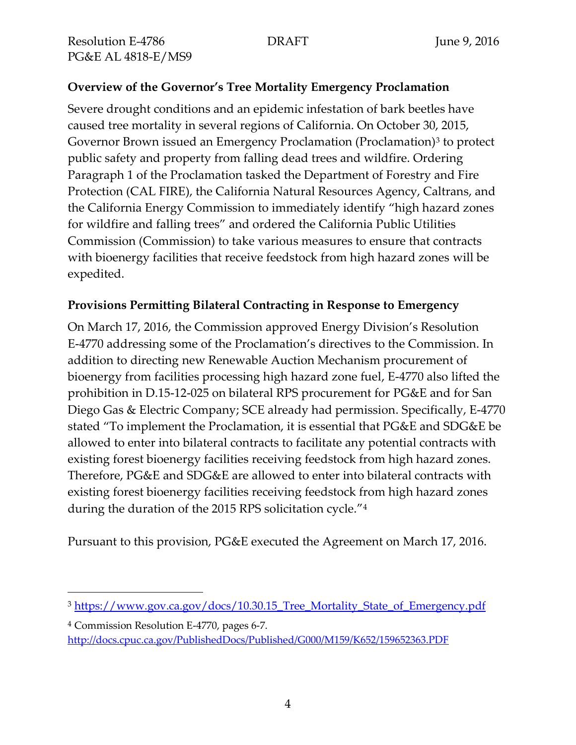## Overview of the Governor's Tree Mortality Emergency Proclamation

Severe drought conditions and an epidemic infestation of bark beetles have caused tree mortality in several regions of California. On October 30, 2015, Governor Brown issued an Emergency Proclamation (Proclamation)[3] to protect public safety and property from falling dead trees and wildfire. Ordering Paragraph 1 of the Proclamation tasked the Department of Forestry and Fire Protection (CAL FIRE), the California Natural Resources Agency, Caltrans, and the California Energy Commission to immediately identify "high hazard zones for wildfire and falling trees" and ordered the California Public Utilities Commission (Commission) to take various measures to ensure that contracts with bioenergy facilities that receive feedstock from high hazard zones will be expedited.

## Provisions Permitting Bilateral Contracting in Response to Emergency

On March 17, 2016, the Commission approved Energy Division's Resolution E-4770 addressing some of the Proclamation's directives to the Commission. In addition to directing new Renewable Auction Mechanism procurement of bioenergy from facilities processing high hazard zone fuel, E-4770 also lifted the prohibition in D.15-12-025 on bilateral RPS procurement for PG&E and for San Diego Gas & Electric Company; SCE already had permission. Specifically, E-4770 stated "To implement the Proclamation, it is essential that PG&E and SDG&E be allowed to enter into bilateral contracts to facilitate any potential contracts with existing forest bioenergy facilities receiving feedstock from high hazard zones. Therefore, PG&E and SDG&E are allowed to enter into bilateral contracts with existing forest bioenergy facilities receiving feedstock from high hazard zones during the duration of the 2015 RPS solicitation cycle."[4]

Pursuant to this provision, PG&E executed the Agreement on March 17, 2016.

---

[3] https://www.gov.ca.gov/docs/10.30.15_Tree_Mortality_State_of_Emergency.pdf

[4] Commission Resolution E-4770, pages 6-7. http://docs.cpuc.ca.gov/PublishedDocs/Published/G000/M159/K652/159652363.PDF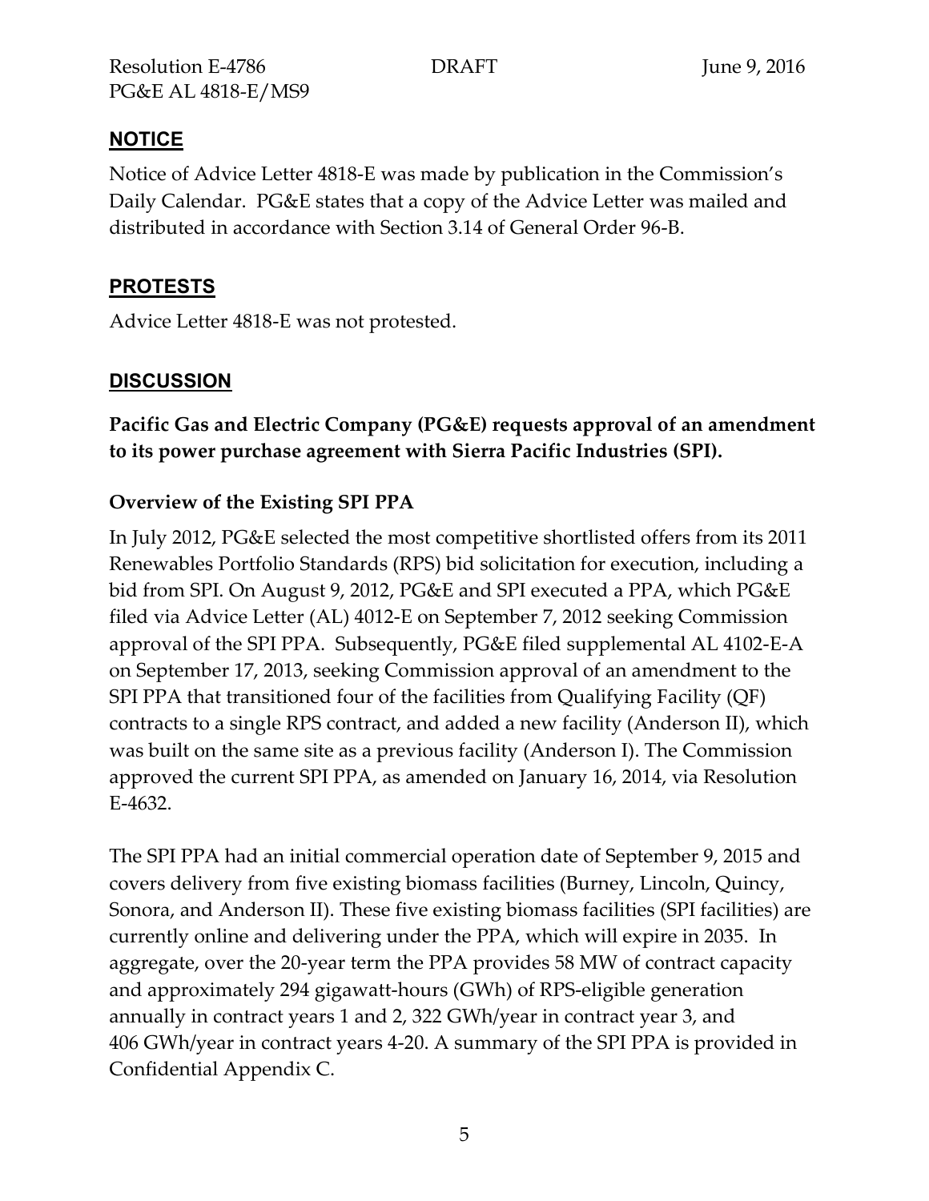## NOTICE

Notice of Advice Letter 4818-E was made by publication in the Commission's Daily Calendar. PG&E states that a copy of the Advice Letter was mailed and distributed in accordance with Section 3.14 of General Order 96-B.

## PROTESTS

Advice Letter 4818-E was not protested.

## DISCUSSION

**Pacific Gas and Electric Company (PG&E) requests approval of an amendment to its power purchase agreement with Sierra Pacific Industries (SPI).**

### Overview of the Existing SPI PPA

In July 2012, PG&E selected the most competitive shortlisted offers from its 2011 Renewables Portfolio Standards (RPS) bid solicitation for execution, including a bid from SPI. On August 9, 2012, PG&E and SPI executed a PPA, which PG&E filed via Advice Letter (AL) 4012-E on September 7, 2012 seeking Commission approval of the SPI PPA. Subsequently, PG&E filed supplemental AL 4102-E-A on September 17, 2013, seeking Commission approval of an amendment to the SPI PPA that transitioned four of the facilities from Qualifying Facility (QF) contracts to a single RPS contract, and added a new facility (Anderson II), which was built on the same site as a previous facility (Anderson I). The Commission approved the current SPI PPA, as amended on January 16, 2014, via Resolution E-4632.

The SPI PPA had an initial commercial operation date of September 9, 2015 and covers delivery from five existing biomass facilities (Burney, Lincoln, Quincy, Sonora, and Anderson II). These five existing biomass facilities (SPI facilities) are currently online and delivering under the PPA, which will expire in 2035. In aggregate, over the 20-year term the PPA provides 58 MW of contract capacity and approximately 294 gigawatt-hours (GWh) of RPS-eligible generation annually in contract years 1 and 2, 322 GWh/year in contract year 3, and 406 GWh/year in contract years 4-20. A summary of the SPI PPA is provided in Confidential Appendix C.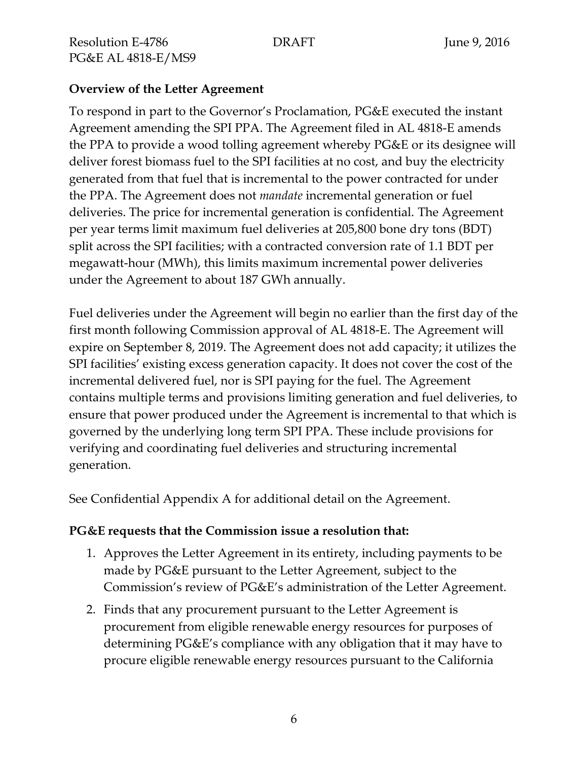**Overview of the Letter Agreement**

To respond in part to the Governor's Proclamation, PG&E executed the instant Agreement amending the SPI PPA. The Agreement filed in AL 4818-E amends the PPA to provide a wood tolling agreement whereby PG&E or its designee will deliver forest biomass fuel to the SPI facilities at no cost, and buy the electricity generated from that fuel that is incremental to the power contracted for under the PPA. The Agreement does not *mandate* incremental generation or fuel deliveries. The price for incremental generation is confidential. The Agreement per year terms limit maximum fuel deliveries at 205,800 bone dry tons (BDT) split across the SPI facilities; with a contracted conversion rate of 1.1 BDT per megawatt-hour (MWh), this limits maximum incremental power deliveries under the Agreement to about 187 GWh annually.

Fuel deliveries under the Agreement will begin no earlier than the first day of the first month following Commission approval of AL 4818-E. The Agreement will expire on September 8, 2019. The Agreement does not add capacity; it utilizes the SPI facilities' existing excess generation capacity. It does not cover the cost of the incremental delivered fuel, nor is SPI paying for the fuel. The Agreement contains multiple terms and provisions limiting generation and fuel deliveries, to ensure that power produced under the Agreement is incremental to that which is governed by the underlying long term SPI PPA. These include provisions for verifying and coordinating fuel deliveries and structuring incremental generation.

See Confidential Appendix A for additional detail on the Agreement.

**PG&E requests that the Commission issue a resolution that:**

1. Approves the Letter Agreement in its entirety, including payments to be made by PG&E pursuant to the Letter Agreement, subject to the Commission's review of PG&E's administration of the Letter Agreement.
2. Finds that any procurement pursuant to the Letter Agreement is procurement from eligible renewable energy resources for purposes of determining PG&E's compliance with any obligation that it may have to procure eligible renewable energy resources pursuant to the California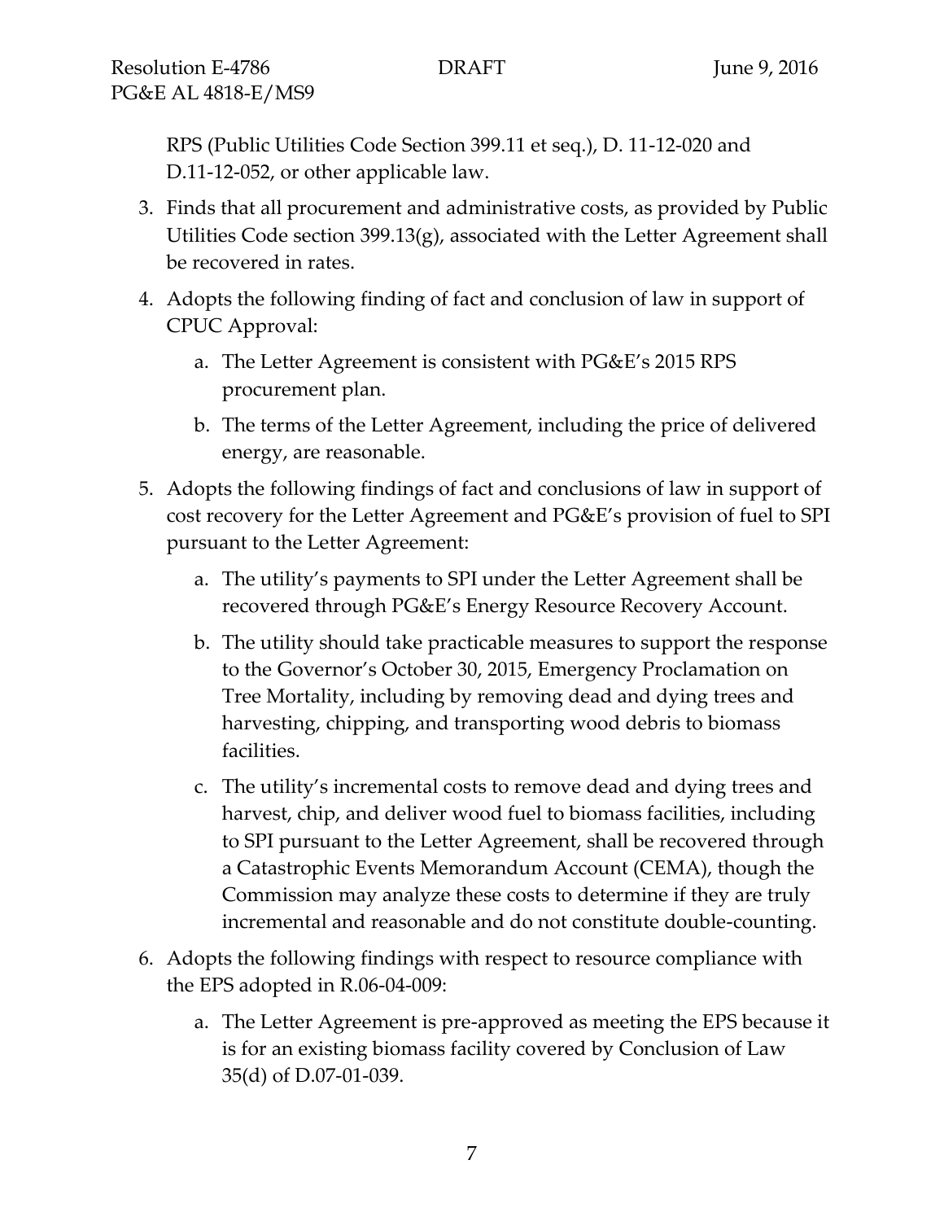RPS (Public Utilities Code Section 399.11 et seq.), D. 11-12-020 and D.11-12-052, or other applicable law.

3. Finds that all procurement and administrative costs, as provided by Public Utilities Code section 399.13(g), associated with the Letter Agreement shall be recovered in rates.

4. Adopts the following finding of fact and conclusion of law in support of CPUC Approval:

   a. The Letter Agreement is consistent with PG&E's 2015 RPS procurement plan.

   b. The terms of the Letter Agreement, including the price of delivered energy, are reasonable.

5. Adopts the following findings of fact and conclusions of law in support of cost recovery for the Letter Agreement and PG&E's provision of fuel to SPI pursuant to the Letter Agreement:

   a. The utility's payments to SPI under the Letter Agreement shall be recovered through PG&E's Energy Resource Recovery Account.

   b. The utility should take practicable measures to support the response to the Governor's October 30, 2015, Emergency Proclamation on Tree Mortality, including by removing dead and dying trees and harvesting, chipping, and transporting wood debris to biomass facilities.

   c. The utility's incremental costs to remove dead and dying trees and harvest, chip, and deliver wood fuel to biomass facilities, including to SPI pursuant to the Letter Agreement, shall be recovered through a Catastrophic Events Memorandum Account (CEMA), though the Commission may analyze these costs to determine if they are truly incremental and reasonable and do not constitute double-counting.

6. Adopts the following findings with respect to resource compliance with the EPS adopted in R.06-04-009:

   a. The Letter Agreement is pre-approved as meeting the EPS because it is for an existing biomass facility covered by Conclusion of Law 35(d) of D.07-01-039.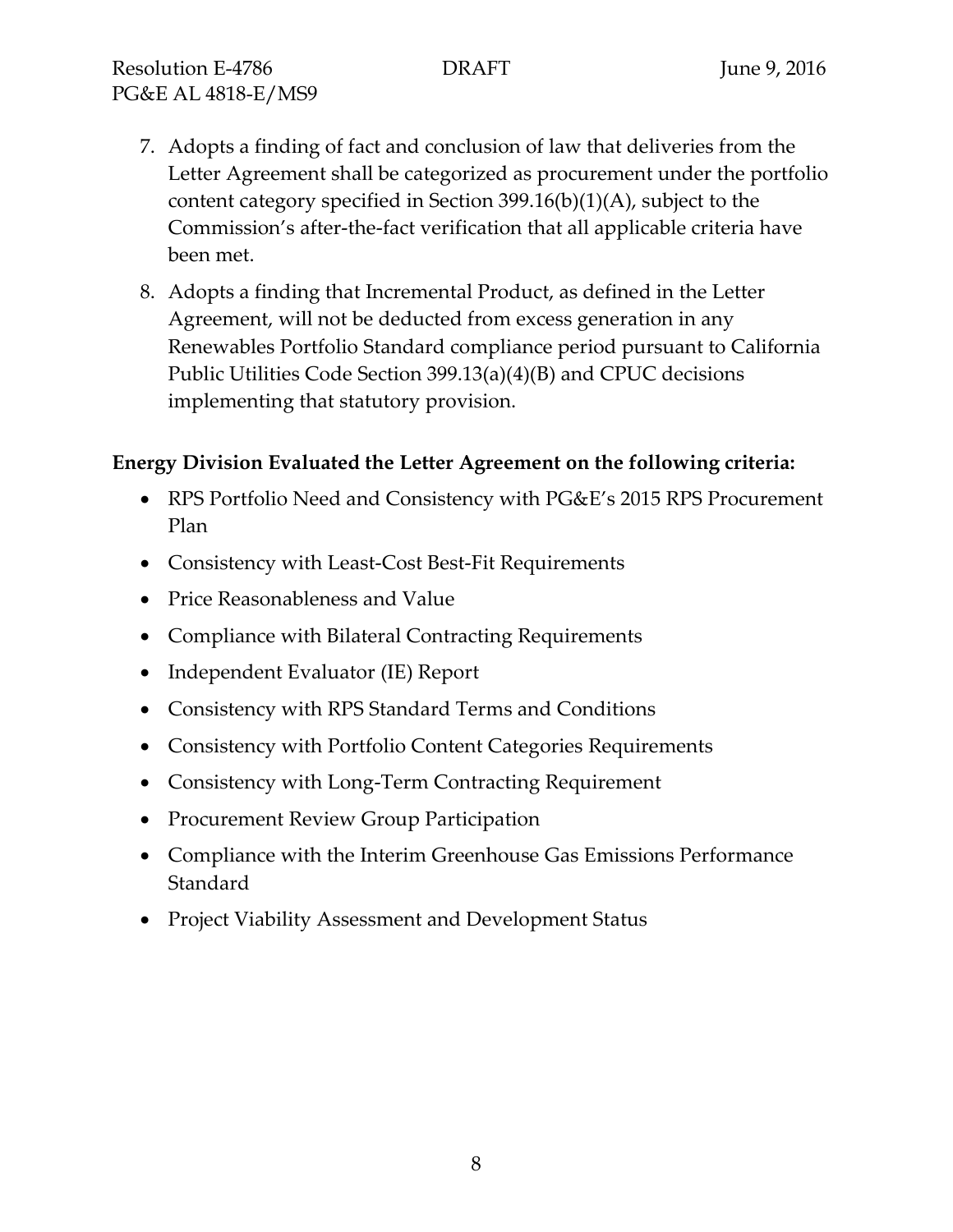7. Adopts a finding of fact and conclusion of law that deliveries from the Letter Agreement shall be categorized as procurement under the portfolio content category specified in Section 399.16(b)(1)(A), subject to the Commission's after-the-fact verification that all applicable criteria have been met.
8. Adopts a finding that Incremental Product, as defined in the Letter Agreement, will not be deducted from excess generation in any Renewables Portfolio Standard compliance period pursuant to California Public Utilities Code Section 399.13(a)(4)(B) and CPUC decisions implementing that statutory provision.

**Energy Division Evaluated the Letter Agreement on the following criteria:**

- RPS Portfolio Need and Consistency with PG&E's 2015 RPS Procurement Plan
- Consistency with Least-Cost Best-Fit Requirements
- Price Reasonableness and Value
- Compliance with Bilateral Contracting Requirements
- Independent Evaluator (IE) Report
- Consistency with RPS Standard Terms and Conditions
- Consistency with Portfolio Content Categories Requirements
- Consistency with Long-Term Contracting Requirement
- Procurement Review Group Participation
- Compliance with the Interim Greenhouse Gas Emissions Performance Standard
- Project Viability Assessment and Development Status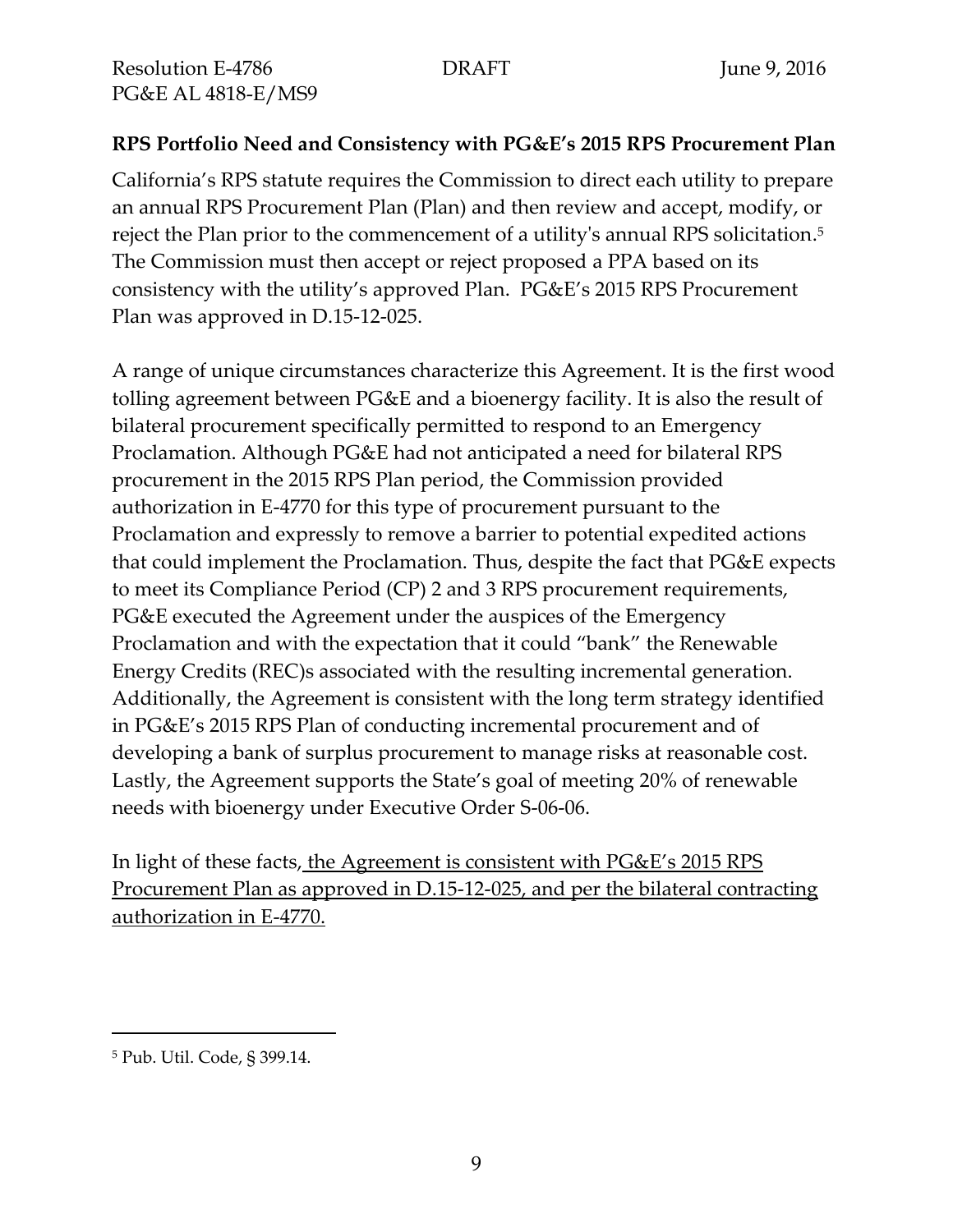**RPS Portfolio Need and Consistency with PG&E's 2015 RPS Procurement Plan**

California's RPS statute requires the Commission to direct each utility to prepare an annual RPS Procurement Plan (Plan) and then review and accept, modify, or reject the Plan prior to the commencement of a utility's annual RPS solicitation.[5] The Commission must then accept or reject proposed a PPA based on its consistency with the utility's approved Plan. PG&E's 2015 RPS Procurement Plan was approved in D.15-12-025.

A range of unique circumstances characterize this Agreement. It is the first wood tolling agreement between PG&E and a bioenergy facility. It is also the result of bilateral procurement specifically permitted to respond to an Emergency Proclamation. Although PG&E had not anticipated a need for bilateral RPS procurement in the 2015 RPS Plan period, the Commission provided authorization in E-4770 for this type of procurement pursuant to the Proclamation and expressly to remove a barrier to potential expedited actions that could implement the Proclamation. Thus, despite the fact that PG&E expects to meet its Compliance Period (CP) 2 and 3 RPS procurement requirements, PG&E executed the Agreement under the auspices of the Emergency Proclamation and with the expectation that it could "bank" the Renewable Energy Credits (REC)s associated with the resulting incremental generation. Additionally, the Agreement is consistent with the long term strategy identified in PG&E's 2015 RPS Plan of conducting incremental procurement and of developing a bank of surplus procurement to manage risks at reasonable cost. Lastly, the Agreement supports the State's goal of meeting 20% of renewable needs with bioenergy under Executive Order S-06-06.

In light of these facts, <u>the Agreement is consistent with PG&E's 2015 RPS Procurement Plan as approved in D.15-12-025, and per the bilateral contracting authorization in E-4770.</u>

---

[5] Pub. Util. Code, § 399.14.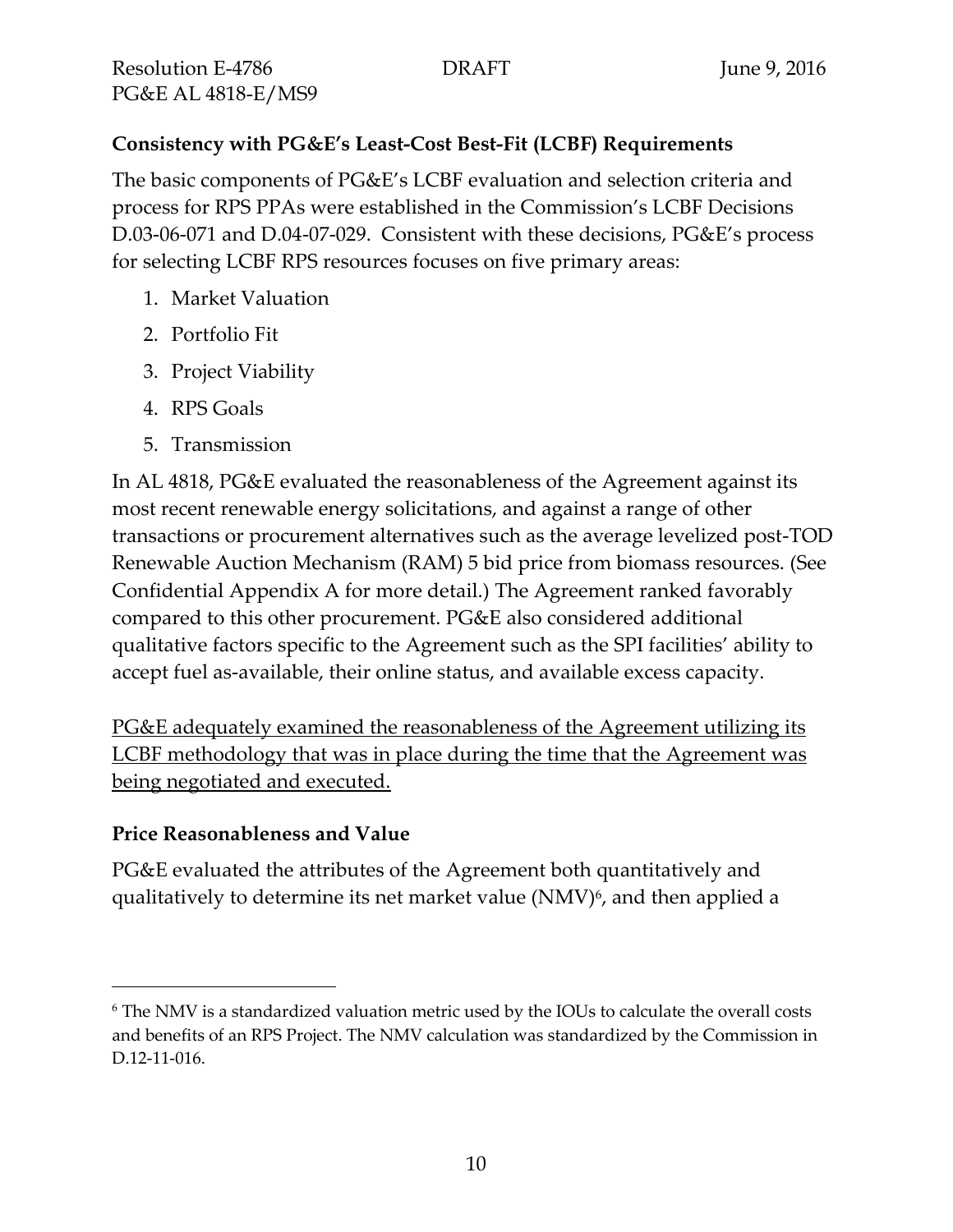**Consistency with PG&E's Least-Cost Best-Fit (LCBF) Requirements**

The basic components of PG&E's LCBF evaluation and selection criteria and process for RPS PPAs were established in the Commission's LCBF Decisions D.03-06-071 and D.04-07-029. Consistent with these decisions, PG&E's process for selecting LCBF RPS resources focuses on five primary areas:

1. Market Valuation
2. Portfolio Fit
3. Project Viability
4. RPS Goals
5. Transmission

In AL 4818, PG&E evaluated the reasonableness of the Agreement against its most recent renewable energy solicitations, and against a range of other transactions or procurement alternatives such as the average levelized post-TOD Renewable Auction Mechanism (RAM) 5 bid price from biomass resources. (See Confidential Appendix A for more detail.) The Agreement ranked favorably compared to this other procurement. PG&E also considered additional qualitative factors specific to the Agreement such as the SPI facilities' ability to accept fuel as-available, their online status, and available excess capacity.

<u>PG&E adequately examined the reasonableness of the Agreement utilizing its LCBF methodology that was in place during the time that the Agreement was being negotiated and executed.</u>

**Price Reasonableness and Value**

PG&E evaluated the attributes of the Agreement both quantitatively and qualitatively to determine its net market value (NMV)[6], and then applied a

[6] The NMV is a standardized valuation metric used by the IOUs to calculate the overall costs and benefits of an RPS Project. The NMV calculation was standardized by the Commission in D.12-11-016.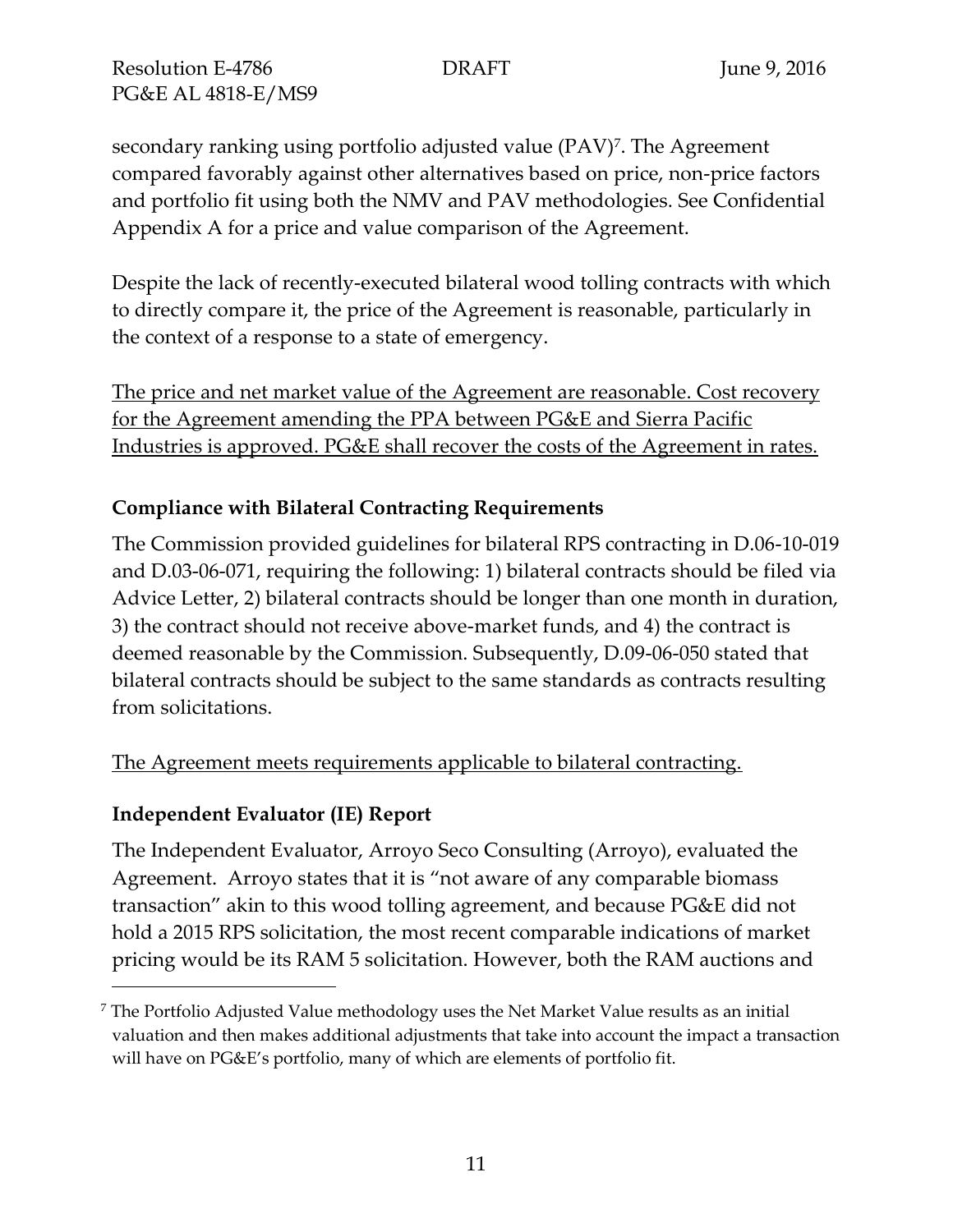secondary ranking using portfolio adjusted value (PAV)[7]. The Agreement compared favorably against other alternatives based on price, non-price factors and portfolio fit using both the NMV and PAV methodologies. See Confidential Appendix A for a price and value comparison of the Agreement.

Despite the lack of recently-executed bilateral wood tolling contracts with which to directly compare it, the price of the Agreement is reasonable, particularly in the context of a response to a state of emergency.

<u>The price and net market value of the Agreement are reasonable. Cost recovery for the Agreement amending the PPA between PG&E and Sierra Pacific Industries is approved. PG&E shall recover the costs of the Agreement in rates.</u>

**Compliance with Bilateral Contracting Requirements**

The Commission provided guidelines for bilateral RPS contracting in D.06-10-019 and D.03-06-071, requiring the following: 1) bilateral contracts should be filed via Advice Letter, 2) bilateral contracts should be longer than one month in duration, 3) the contract should not receive above-market funds, and 4) the contract is deemed reasonable by the Commission. Subsequently, D.09-06-050 stated that bilateral contracts should be subject to the same standards as contracts resulting from solicitations.

<u>The Agreement meets requirements applicable to bilateral contracting.</u>

**Independent Evaluator (IE) Report**

The Independent Evaluator, Arroyo Seco Consulting (Arroyo), evaluated the Agreement. Arroyo states that it is "not aware of any comparable biomass transaction" akin to this wood tolling agreement, and because PG&E did not hold a 2015 RPS solicitation, the most recent comparable indications of market pricing would be its RAM 5 solicitation. However, both the RAM auctions and

---

[7] The Portfolio Adjusted Value methodology uses the Net Market Value results as an initial valuation and then makes additional adjustments that take into account the impact a transaction will have on PG&E's portfolio, many of which are elements of portfolio fit.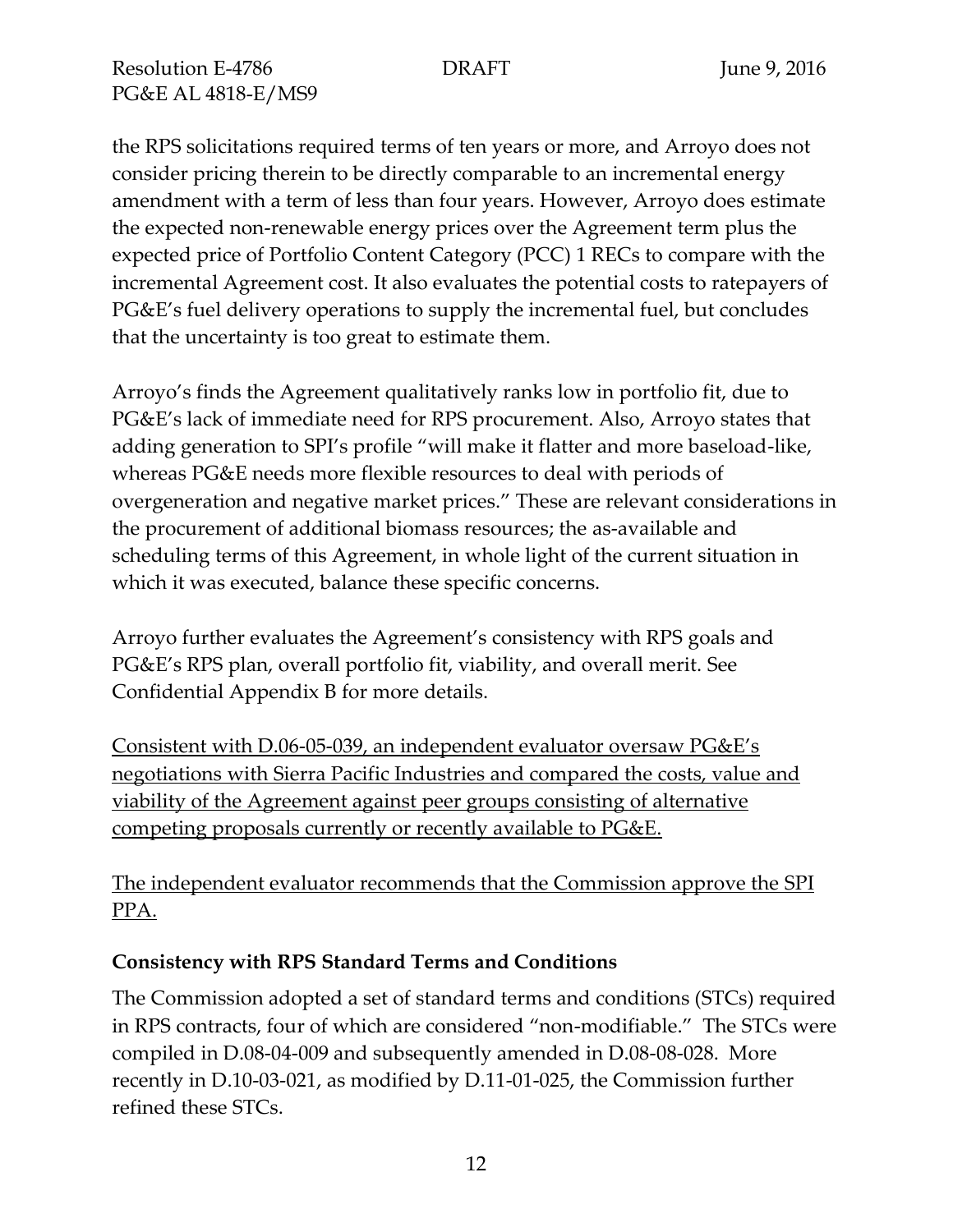the RPS solicitations required terms of ten years or more, and Arroyo does not consider pricing therein to be directly comparable to an incremental energy amendment with a term of less than four years. However, Arroyo does estimate the expected non-renewable energy prices over the Agreement term plus the expected price of Portfolio Content Category (PCC) 1 RECs to compare with the incremental Agreement cost. It also evaluates the potential costs to ratepayers of PG&E's fuel delivery operations to supply the incremental fuel, but concludes that the uncertainty is too great to estimate them.

Arroyo's finds the Agreement qualitatively ranks low in portfolio fit, due to PG&E's lack of immediate need for RPS procurement. Also, Arroyo states that adding generation to SPI's profile "will make it flatter and more baseload-like, whereas PG&E needs more flexible resources to deal with periods of overgeneration and negative market prices." These are relevant considerations in the procurement of additional biomass resources; the as-available and scheduling terms of this Agreement, in whole light of the current situation in which it was executed, balance these specific concerns.

Arroyo further evaluates the Agreement's consistency with RPS goals and PG&E's RPS plan, overall portfolio fit, viability, and overall merit. See Confidential Appendix B for more details.

<u>Consistent with D.06-05-039, an independent evaluator oversaw PG&E's negotiations with Sierra Pacific Industries and compared the costs, value and viability of the Agreement against peer groups consisting of alternative competing proposals currently or recently available to PG&E.</u>

<u>The independent evaluator recommends that the Commission approve the SPI PPA.</u>

### Consistency with RPS Standard Terms and Conditions

The Commission adopted a set of standard terms and conditions (STCs) required in RPS contracts, four of which are considered "non-modifiable." The STCs were compiled in D.08-04-009 and subsequently amended in D.08-08-028. More recently in D.10-03-021, as modified by D.11-01-025, the Commission further refined these STCs.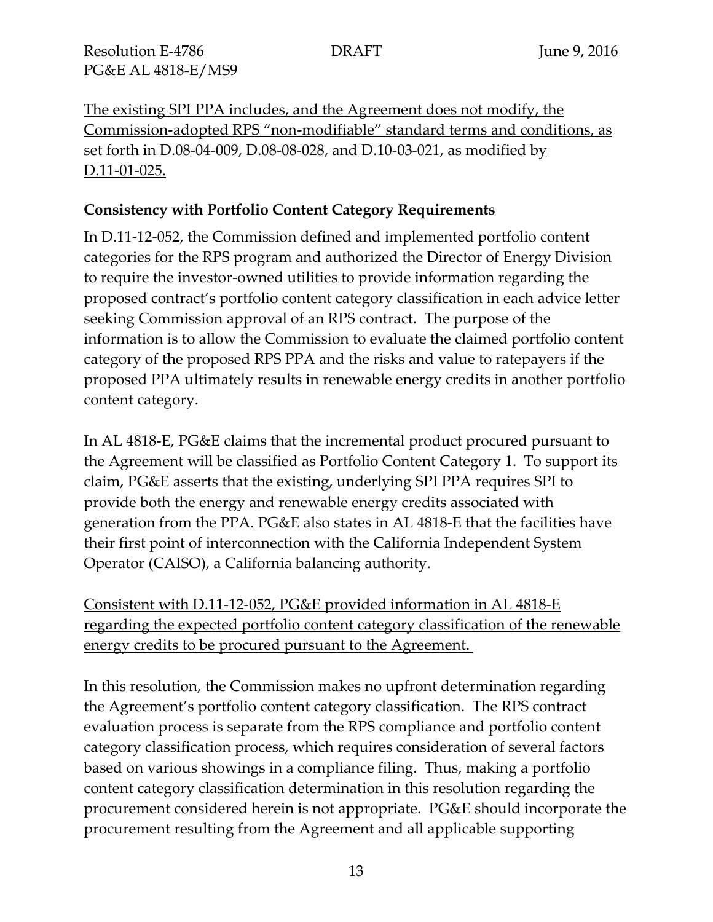The existing SPI PPA includes, and the Agreement does not modify, the Commission-adopted RPS "non-modifiable" standard terms and conditions, as set forth in D.08-04-009, D.08-08-028, and D.10-03-021, as modified by D.11-01-025.

**Consistency with Portfolio Content Category Requirements**

In D.11-12-052, the Commission defined and implemented portfolio content categories for the RPS program and authorized the Director of Energy Division to require the investor-owned utilities to provide information regarding the proposed contract's portfolio content category classification in each advice letter seeking Commission approval of an RPS contract. The purpose of the information is to allow the Commission to evaluate the claimed portfolio content category of the proposed RPS PPA and the risks and value to ratepayers if the proposed PPA ultimately results in renewable energy credits in another portfolio content category.

In AL 4818-E, PG&E claims that the incremental product procured pursuant to the Agreement will be classified as Portfolio Content Category 1. To support its claim, PG&E asserts that the existing, underlying SPI PPA requires SPI to provide both the energy and renewable energy credits associated with generation from the PPA. PG&E also states in AL 4818-E that the facilities have their first point of interconnection with the California Independent System Operator (CAISO), a California balancing authority.

Consistent with D.11-12-052, PG&E provided information in AL 4818-E regarding the expected portfolio content category classification of the renewable energy credits to be procured pursuant to the Agreement.

In this resolution, the Commission makes no upfront determination regarding the Agreement's portfolio content category classification. The RPS contract evaluation process is separate from the RPS compliance and portfolio content category classification process, which requires consideration of several factors based on various showings in a compliance filing. Thus, making a portfolio content category classification determination in this resolution regarding the procurement considered herein is not appropriate. PG&E should incorporate the procurement resulting from the Agreement and all applicable supporting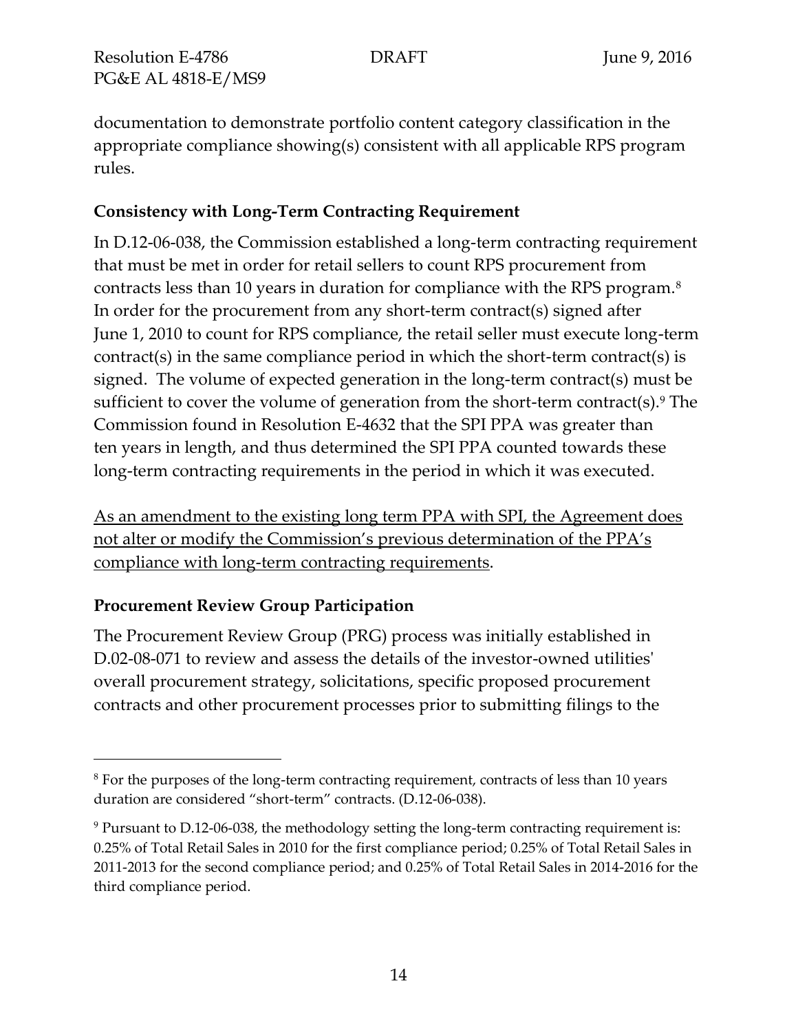documentation to demonstrate portfolio content category classification in the appropriate compliance showing(s) consistent with all applicable RPS program rules.

**Consistency with Long-Term Contracting Requirement**

In D.12-06-038, the Commission established a long-term contracting requirement that must be met in order for retail sellers to count RPS procurement from contracts less than 10 years in duration for compliance with the RPS program.[8] In order for the procurement from any short-term contract(s) signed after June 1, 2010 to count for RPS compliance, the retail seller must execute long-term contract(s) in the same compliance period in which the short-term contract(s) is signed. The volume of expected generation in the long-term contract(s) must be sufficient to cover the volume of generation from the short-term contract(s).[9] The Commission found in Resolution E-4632 that the SPI PPA was greater than ten years in length, and thus determined the SPI PPA counted towards these long-term contracting requirements in the period in which it was executed.

<u>As an amendment to the existing long term PPA with SPI, the Agreement does not alter or modify the Commission's previous determination of the PPA's compliance with long-term contracting requirements</u>.

**Procurement Review Group Participation**

The Procurement Review Group (PRG) process was initially established in D.02-08-071 to review and assess the details of the investor-owned utilities' overall procurement strategy, solicitations, specific proposed procurement contracts and other procurement processes prior to submitting filings to the

---

[8] For the purposes of the long-term contracting requirement, contracts of less than 10 years duration are considered "short-term" contracts. (D.12-06-038).

[9] Pursuant to D.12-06-038, the methodology setting the long-term contracting requirement is: 0.25% of Total Retail Sales in 2010 for the first compliance period; 0.25% of Total Retail Sales in 2011-2013 for the second compliance period; and 0.25% of Total Retail Sales in 2014-2016 for the third compliance period.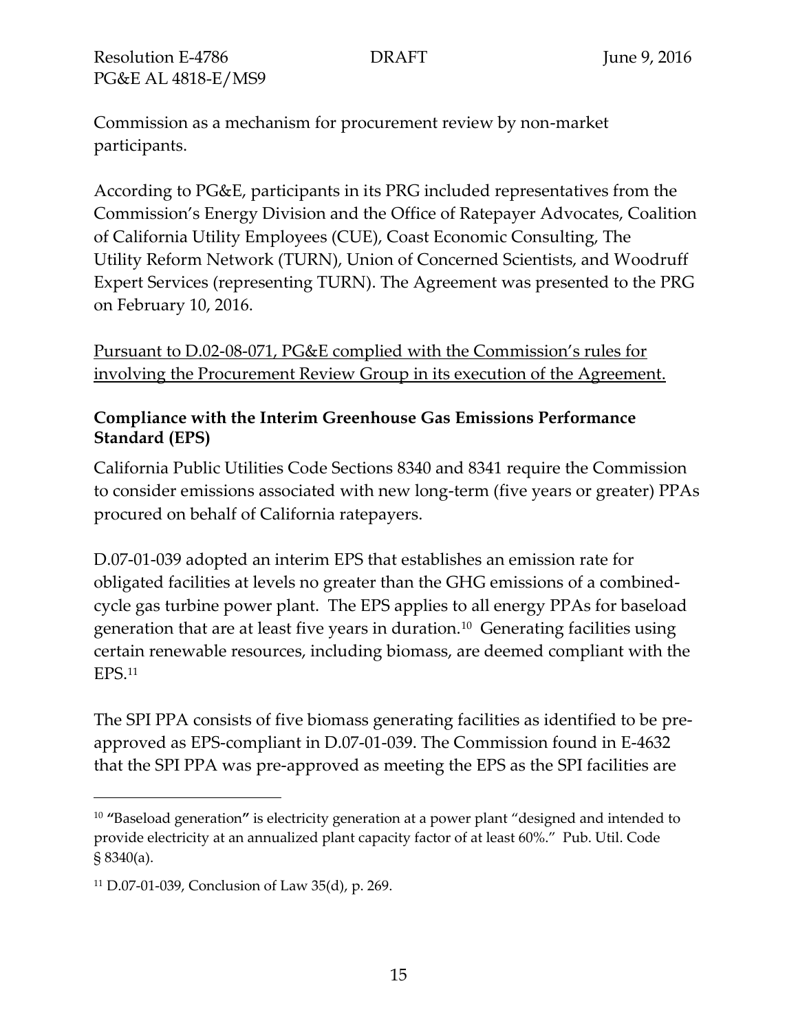Commission as a mechanism for procurement review by non-market participants.

According to PG&E, participants in its PRG included representatives from the Commission's Energy Division and the Office of Ratepayer Advocates, Coalition of California Utility Employees (CUE), Coast Economic Consulting, The Utility Reform Network (TURN), Union of Concerned Scientists, and Woodruff Expert Services (representing TURN). The Agreement was presented to the PRG on February 10, 2016.

<u>Pursuant to D.02-08-071, PG&E complied with the Commission's rules for involving the Procurement Review Group in its execution of the Agreement.</u>

**Compliance with the Interim Greenhouse Gas Emissions Performance Standard (EPS)**

California Public Utilities Code Sections 8340 and 8341 require the Commission to consider emissions associated with new long-term (five years or greater) PPAs procured on behalf of California ratepayers.

D.07-01-039 adopted an interim EPS that establishes an emission rate for obligated facilities at levels no greater than the GHG emissions of a combined-cycle gas turbine power plant. The EPS applies to all energy PPAs for baseload generation that are at least five years in duration.[10] Generating facilities using certain renewable resources, including biomass, are deemed compliant with the EPS.[11]

The SPI PPA consists of five biomass generating facilities as identified to be pre-approved as EPS-compliant in D.07-01-039. The Commission found in E-4632 that the SPI PPA was pre-approved as meeting the EPS as the SPI facilities are

---

[10] **"**Baseload generation**"** is electricity generation at a power plant "designed and intended to provide electricity at an annualized plant capacity factor of at least 60%." Pub. Util. Code § 8340(a).

[11] D.07-01-039, Conclusion of Law 35(d), p. 269.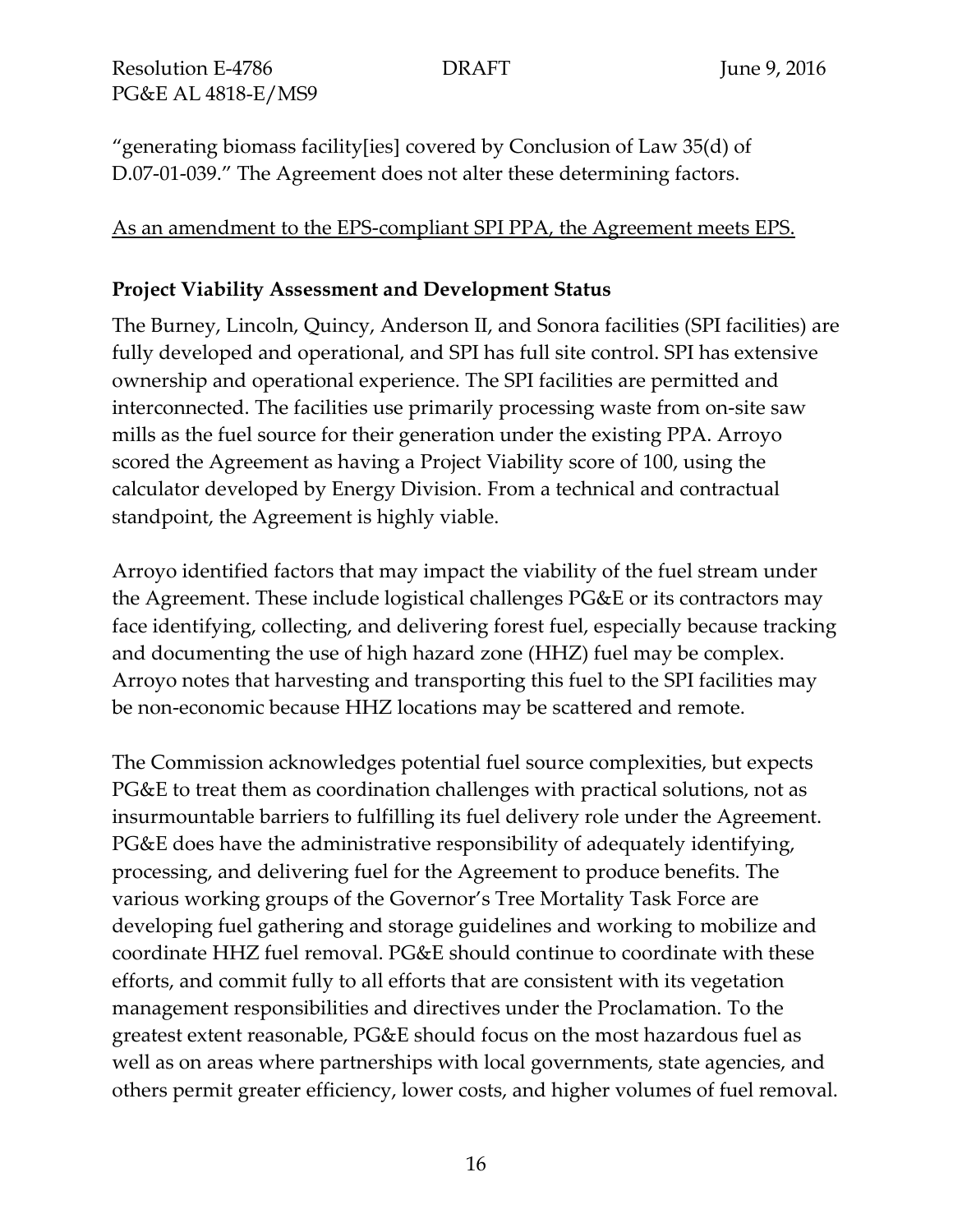"generating biomass facility[ies] covered by Conclusion of Law 35(d) of D.07-01-039." The Agreement does not alter these determining factors.

<u>As an amendment to the EPS-compliant SPI PPA, the Agreement meets EPS.</u>

**Project Viability Assessment and Development Status**

The Burney, Lincoln, Quincy, Anderson II, and Sonora facilities (SPI facilities) are fully developed and operational, and SPI has full site control. SPI has extensive ownership and operational experience. The SPI facilities are permitted and interconnected. The facilities use primarily processing waste from on-site saw mills as the fuel source for their generation under the existing PPA. Arroyo scored the Agreement as having a Project Viability score of 100, using the calculator developed by Energy Division. From a technical and contractual standpoint, the Agreement is highly viable.

Arroyo identified factors that may impact the viability of the fuel stream under the Agreement. These include logistical challenges PG&E or its contractors may face identifying, collecting, and delivering forest fuel, especially because tracking and documenting the use of high hazard zone (HHZ) fuel may be complex. Arroyo notes that harvesting and transporting this fuel to the SPI facilities may be non-economic because HHZ locations may be scattered and remote.

The Commission acknowledges potential fuel source complexities, but expects PG&E to treat them as coordination challenges with practical solutions, not as insurmountable barriers to fulfilling its fuel delivery role under the Agreement. PG&E does have the administrative responsibility of adequately identifying, processing, and delivering fuel for the Agreement to produce benefits. The various working groups of the Governor's Tree Mortality Task Force are developing fuel gathering and storage guidelines and working to mobilize and coordinate HHZ fuel removal. PG&E should continue to coordinate with these efforts, and commit fully to all efforts that are consistent with its vegetation management responsibilities and directives under the Proclamation. To the greatest extent reasonable, PG&E should focus on the most hazardous fuel as well as on areas where partnerships with local governments, state agencies, and others permit greater efficiency, lower costs, and higher volumes of fuel removal.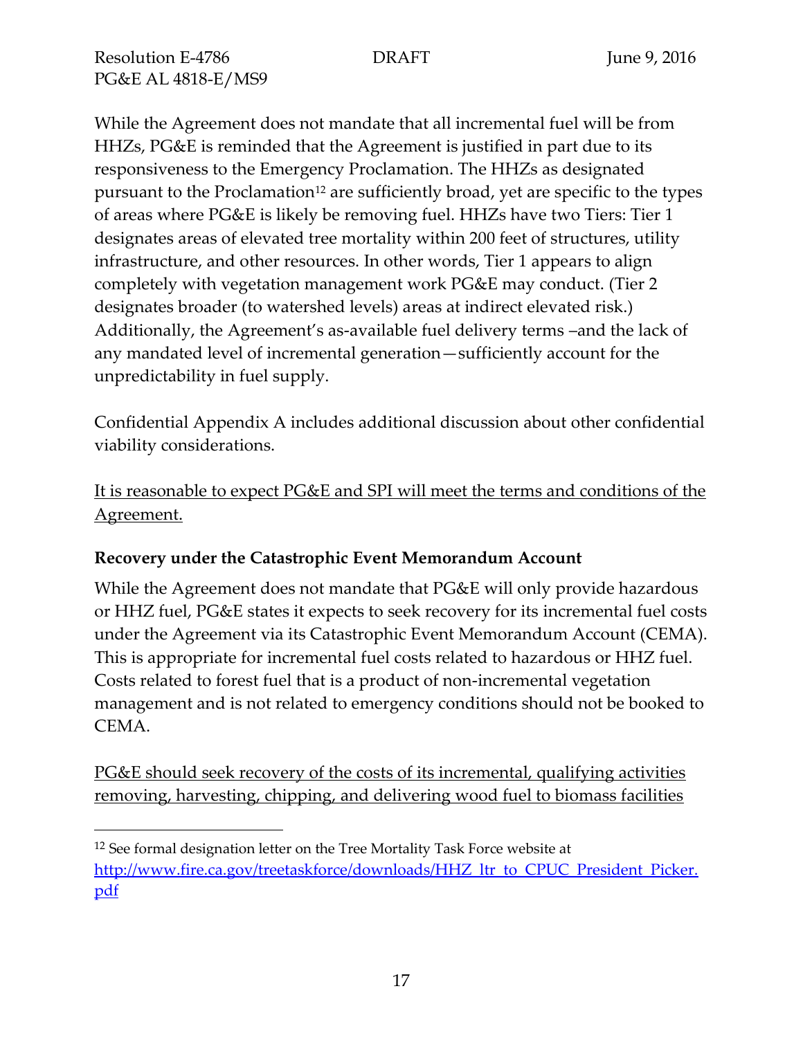While the Agreement does not mandate that all incremental fuel will be from HHZs, PG&E is reminded that the Agreement is justified in part due to its responsiveness to the Emergency Proclamation. The HHZs as designated pursuant to the Proclamation[12] are sufficiently broad, yet are specific to the types of areas where PG&E is likely be removing fuel. HHZs have two Tiers: Tier 1 designates areas of elevated tree mortality within 200 feet of structures, utility infrastructure, and other resources. In other words, Tier 1 appears to align completely with vegetation management work PG&E may conduct. (Tier 2 designates broader (to watershed levels) areas at indirect elevated risk.) Additionally, the Agreement's as-available fuel delivery terms –and the lack of any mandated level of incremental generation—sufficiently account for the unpredictability in fuel supply.

Confidential Appendix A includes additional discussion about other confidential viability considerations.

<u>It is reasonable to expect PG&E and SPI will meet the terms and conditions of the Agreement.</u>

**Recovery under the Catastrophic Event Memorandum Account**

While the Agreement does not mandate that PG&E will only provide hazardous or HHZ fuel, PG&E states it expects to seek recovery for its incremental fuel costs under the Agreement via its Catastrophic Event Memorandum Account (CEMA). This is appropriate for incremental fuel costs related to hazardous or HHZ fuel. Costs related to forest fuel that is a product of non-incremental vegetation management and is not related to emergency conditions should not be booked to CEMA.

<u>PG&E should seek recovery of the costs of its incremental, qualifying activities removing, harvesting, chipping, and delivering wood fuel to biomass facilities</u>

---

[12] See formal designation letter on the Tree Mortality Task Force website at http://www.fire.ca.gov/treetaskforce/downloads/HHZ_ltr_to_CPUC_President_Picker.pdf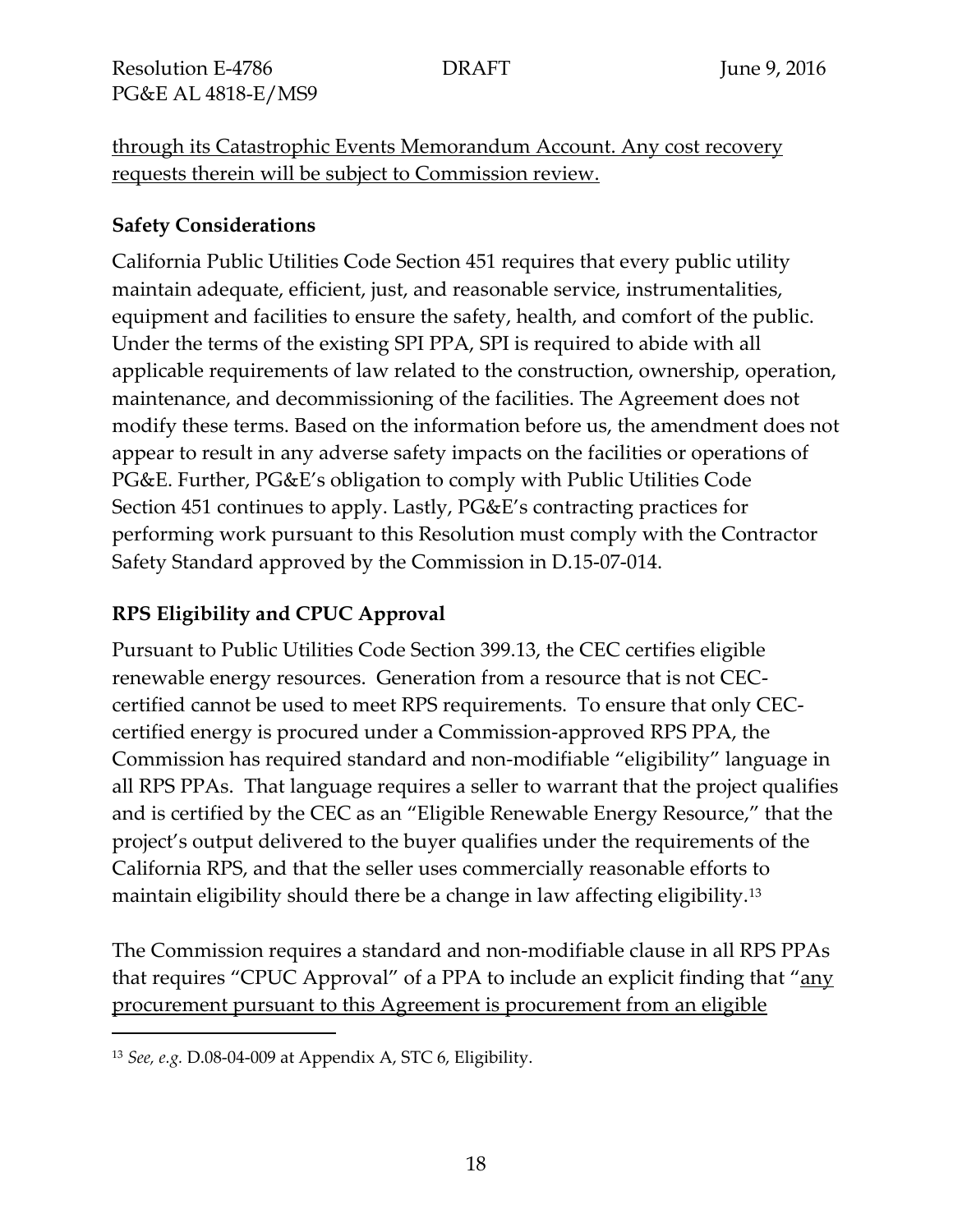<u>through its Catastrophic Events Memorandum Account. Any cost recovery requests therein will be subject to Commission review.</u>

**Safety Considerations**

California Public Utilities Code Section 451 requires that every public utility maintain adequate, efficient, just, and reasonable service, instrumentalities, equipment and facilities to ensure the safety, health, and comfort of the public. Under the terms of the existing SPI PPA, SPI is required to abide with all applicable requirements of law related to the construction, ownership, operation, maintenance, and decommissioning of the facilities. The Agreement does not modify these terms. Based on the information before us, the amendment does not appear to result in any adverse safety impacts on the facilities or operations of PG&E. Further, PG&E's obligation to comply with Public Utilities Code Section 451 continues to apply. Lastly, PG&E's contracting practices for performing work pursuant to this Resolution must comply with the Contractor Safety Standard approved by the Commission in D.15-07-014.

**RPS Eligibility and CPUC Approval**

Pursuant to Public Utilities Code Section 399.13, the CEC certifies eligible renewable energy resources. Generation from a resource that is not CEC-certified cannot be used to meet RPS requirements. To ensure that only CEC-certified energy is procured under a Commission-approved RPS PPA, the Commission has required standard and non-modifiable "eligibility" language in all RPS PPAs. That language requires a seller to warrant that the project qualifies and is certified by the CEC as an "Eligible Renewable Energy Resource," that the project's output delivered to the buyer qualifies under the requirements of the California RPS, and that the seller uses commercially reasonable efforts to maintain eligibility should there be a change in law affecting eligibility.[13]

The Commission requires a standard and non-modifiable clause in all RPS PPAs that requires "CPUC Approval" of a PPA to include an explicit finding that "<u>any procurement pursuant to this Agreement is procurement from an eligible</u>

---

[13] *See, e.g.* D.08-04-009 at Appendix A, STC 6, Eligibility.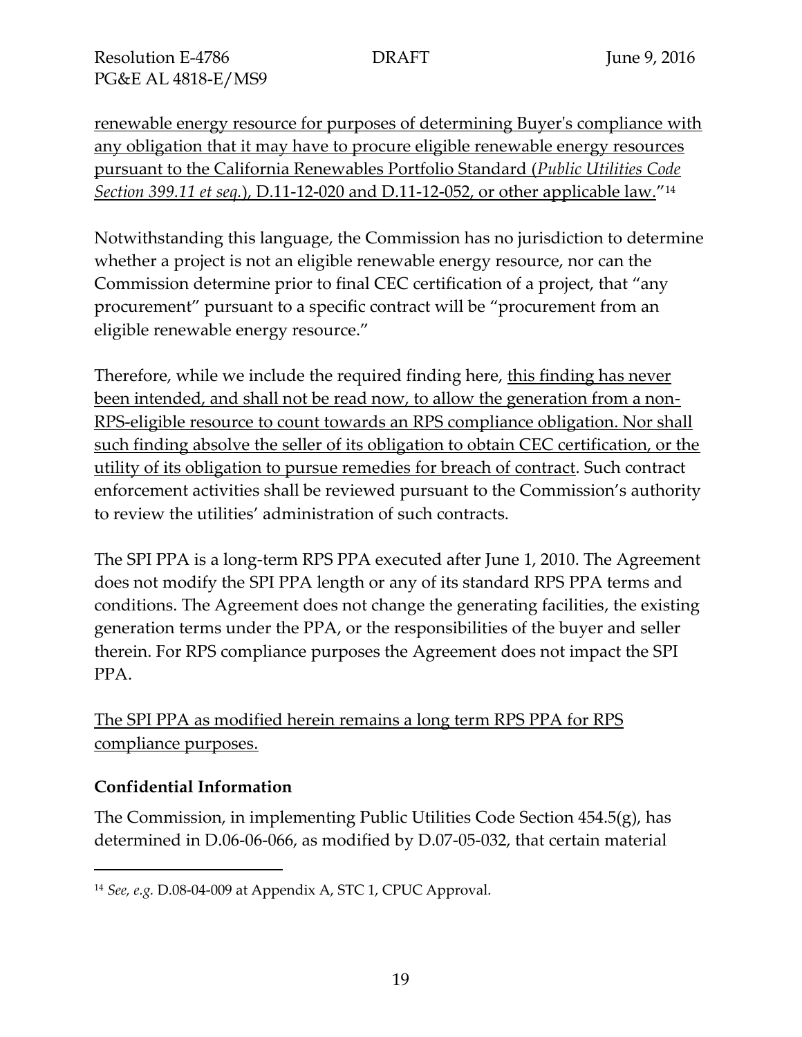renewable energy resource for purposes of determining Buyer's compliance with any obligation that it may have to procure eligible renewable energy resources pursuant to the California Renewables Portfolio Standard (*Public Utilities Code Section 399.11 et seq.*), D.11-12-020 and D.11-12-052, or other applicable law."[14]

Notwithstanding this language, the Commission has no jurisdiction to determine whether a project is not an eligible renewable energy resource, nor can the Commission determine prior to final CEC certification of a project, that "any procurement" pursuant to a specific contract will be "procurement from an eligible renewable energy resource."

Therefore, while we include the required finding here, this finding has never been intended, and shall not be read now, to allow the generation from a non-RPS-eligible resource to count towards an RPS compliance obligation. Nor shall such finding absolve the seller of its obligation to obtain CEC certification, or the utility of its obligation to pursue remedies for breach of contract. Such contract enforcement activities shall be reviewed pursuant to the Commission's authority to review the utilities' administration of such contracts.

The SPI PPA is a long-term RPS PPA executed after June 1, 2010. The Agreement does not modify the SPI PPA length or any of its standard RPS PPA terms and conditions. The Agreement does not change the generating facilities, the existing generation terms under the PPA, or the responsibilities of the buyer and seller therein. For RPS compliance purposes the Agreement does not impact the SPI PPA.

The SPI PPA as modified herein remains a long term RPS PPA for RPS compliance purposes.

**Confidential Information**

The Commission, in implementing Public Utilities Code Section 454.5(g), has determined in D.06-06-066, as modified by D.07-05-032, that certain material

[14] *See, e.g.* D.08-04-009 at Appendix A, STC 1, CPUC Approval.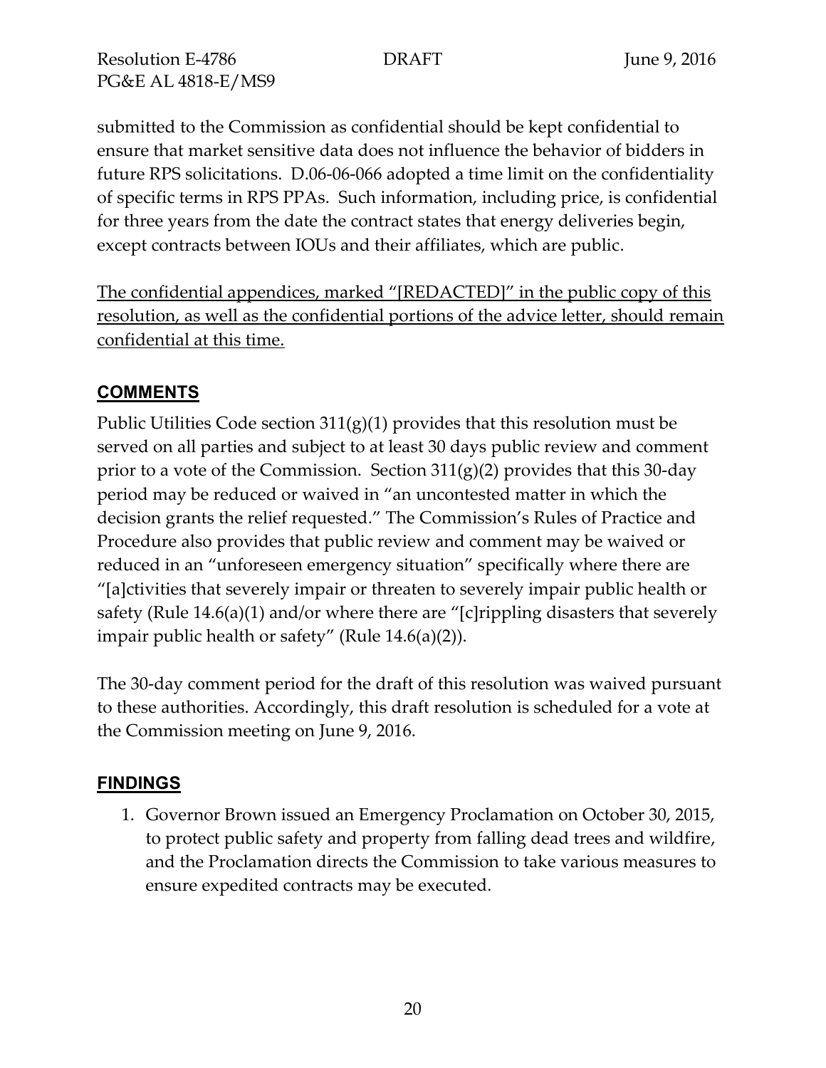submitted to the Commission as confidential should be kept confidential to ensure that market sensitive data does not influence the behavior of bidders in future RPS solicitations. D.06-06-066 adopted a time limit on the confidentiality of specific terms in RPS PPAs. Such information, including price, is confidential for three years from the date the contract states that energy deliveries begin, except contracts between IOUs and their affiliates, which are public.

<u>The confidential appendices, marked "[REDACTED]" in the public copy of this resolution, as well as the confidential portions of the advice letter, should remain confidential at this time.</u>

## COMMENTS

Public Utilities Code section 311(g)(1) provides that this resolution must be served on all parties and subject to at least 30 days public review and comment prior to a vote of the Commission. Section 311(g)(2) provides that this 30-day period may be reduced or waived in "an uncontested matter in which the decision grants the relief requested." The Commission's Rules of Practice and Procedure also provides that public review and comment may be waived or reduced in an "unforeseen emergency situation" specifically where there are "[a]ctivities that severely impair or threaten to severely impair public health or safety (Rule 14.6(a)(1) and/or where there are "[c]rippling disasters that severely impair public health or safety" (Rule 14.6(a)(2)).

The 30-day comment period for the draft of this resolution was waived pursuant to these authorities. Accordingly, this draft resolution is scheduled for a vote at the Commission meeting on June 9, 2016.

## FINDINGS

1. Governor Brown issued an Emergency Proclamation on October 30, 2015, to protect public safety and property from falling dead trees and wildfire, and the Proclamation directs the Commission to take various measures to ensure expedited contracts may be executed.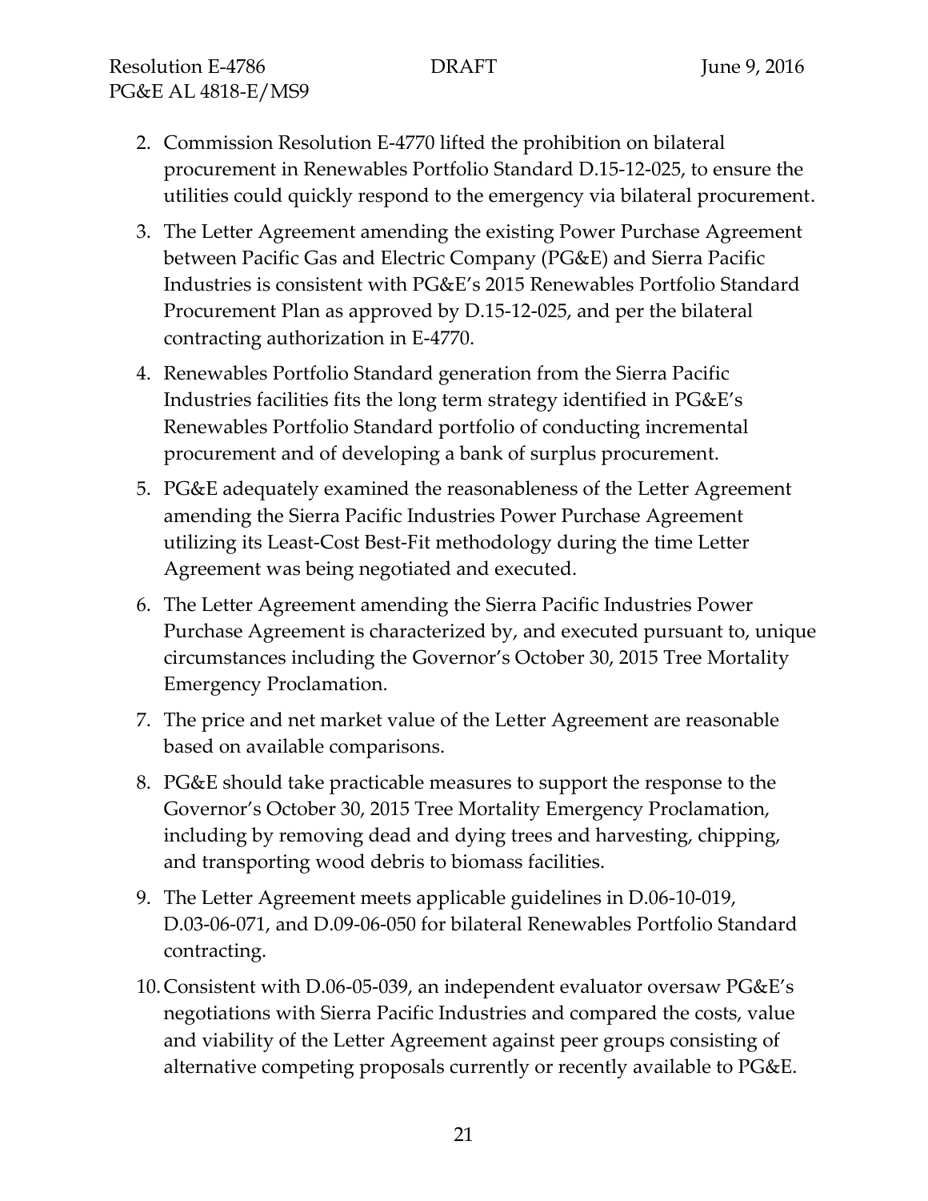2. Commission Resolution E-4770 lifted the prohibition on bilateral procurement in Renewables Portfolio Standard D.15-12-025, to ensure the utilities could quickly respond to the emergency via bilateral procurement.
3. The Letter Agreement amending the existing Power Purchase Agreement between Pacific Gas and Electric Company (PG&E) and Sierra Pacific Industries is consistent with PG&E's 2015 Renewables Portfolio Standard Procurement Plan as approved by D.15-12-025, and per the bilateral contracting authorization in E-4770.
4. Renewables Portfolio Standard generation from the Sierra Pacific Industries facilities fits the long term strategy identified in PG&E's Renewables Portfolio Standard portfolio of conducting incremental procurement and of developing a bank of surplus procurement.
5. PG&E adequately examined the reasonableness of the Letter Agreement amending the Sierra Pacific Industries Power Purchase Agreement utilizing its Least-Cost Best-Fit methodology during the time Letter Agreement was being negotiated and executed.
6. The Letter Agreement amending the Sierra Pacific Industries Power Purchase Agreement is characterized by, and executed pursuant to, unique circumstances including the Governor's October 30, 2015 Tree Mortality Emergency Proclamation.
7. The price and net market value of the Letter Agreement are reasonable based on available comparisons.
8. PG&E should take practicable measures to support the response to the Governor's October 30, 2015 Tree Mortality Emergency Proclamation, including by removing dead and dying trees and harvesting, chipping, and transporting wood debris to biomass facilities.
9. The Letter Agreement meets applicable guidelines in D.06-10-019, D.03-06-071, and D.09-06-050 for bilateral Renewables Portfolio Standard contracting.
10. Consistent with D.06-05-039, an independent evaluator oversaw PG&E's negotiations with Sierra Pacific Industries and compared the costs, value and viability of the Letter Agreement against peer groups consisting of alternative competing proposals currently or recently available to PG&E.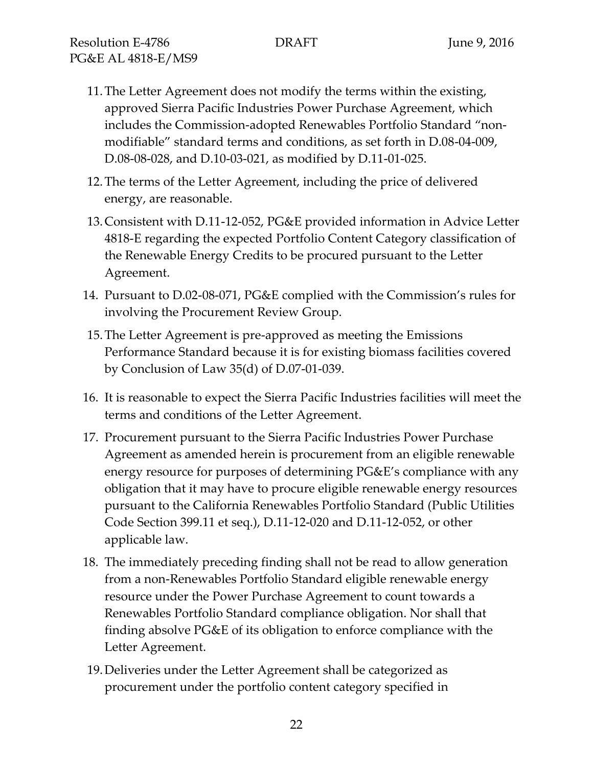11. The Letter Agreement does not modify the terms within the existing, approved Sierra Pacific Industries Power Purchase Agreement, which includes the Commission-adopted Renewables Portfolio Standard "non-modifiable" standard terms and conditions, as set forth in D.08-04-009, D.08-08-028, and D.10-03-021, as modified by D.11-01-025.

12. The terms of the Letter Agreement, including the price of delivered energy, are reasonable.

13. Consistent with D.11-12-052, PG&E provided information in Advice Letter 4818-E regarding the expected Portfolio Content Category classification of the Renewable Energy Credits to be procured pursuant to the Letter Agreement.

14. Pursuant to D.02-08-071, PG&E complied with the Commission's rules for involving the Procurement Review Group.

15. The Letter Agreement is pre-approved as meeting the Emissions Performance Standard because it is for existing biomass facilities covered by Conclusion of Law 35(d) of D.07-01-039.

16. It is reasonable to expect the Sierra Pacific Industries facilities will meet the terms and conditions of the Letter Agreement.

17. Procurement pursuant to the Sierra Pacific Industries Power Purchase Agreement as amended herein is procurement from an eligible renewable energy resource for purposes of determining PG&E's compliance with any obligation that it may have to procure eligible renewable energy resources pursuant to the California Renewables Portfolio Standard (Public Utilities Code Section 399.11 et seq.), D.11-12-020 and D.11-12-052, or other applicable law.

18. The immediately preceding finding shall not be read to allow generation from a non-Renewables Portfolio Standard eligible renewable energy resource under the Power Purchase Agreement to count towards a Renewables Portfolio Standard compliance obligation. Nor shall that finding absolve PG&E of its obligation to enforce compliance with the Letter Agreement.

19. Deliveries under the Letter Agreement shall be categorized as procurement under the portfolio content category specified in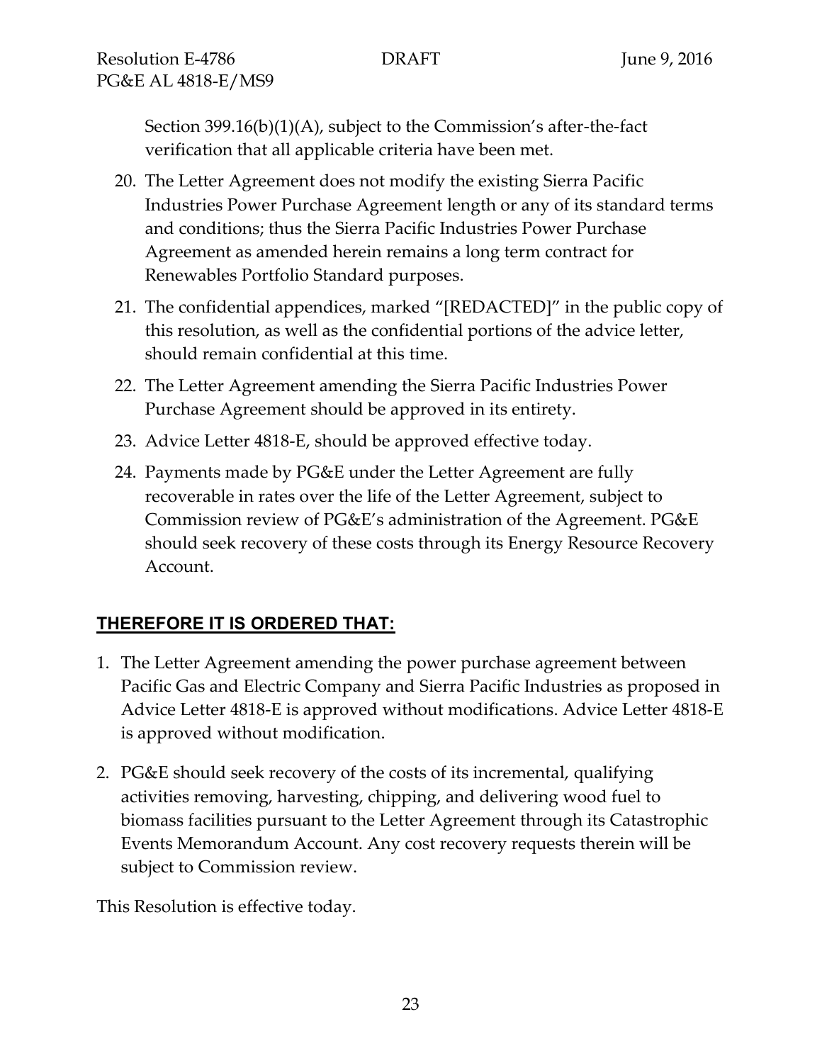Section 399.16(b)(1)(A), subject to the Commission's after-the-fact verification that all applicable criteria have been met.

20. The Letter Agreement does not modify the existing Sierra Pacific Industries Power Purchase Agreement length or any of its standard terms and conditions; thus the Sierra Pacific Industries Power Purchase Agreement as amended herein remains a long term contract for Renewables Portfolio Standard purposes.
21. The confidential appendices, marked "[REDACTED]" in the public copy of this resolution, as well as the confidential portions of the advice letter, should remain confidential at this time.
22. The Letter Agreement amending the Sierra Pacific Industries Power Purchase Agreement should be approved in its entirety.
23. Advice Letter 4818-E, should be approved effective today.
24. Payments made by PG&E under the Letter Agreement are fully recoverable in rates over the life of the Letter Agreement, subject to Commission review of PG&E's administration of the Agreement. PG&E should seek recovery of these costs through its Energy Resource Recovery Account.

## **THEREFORE IT IS ORDERED THAT:**

1. The Letter Agreement amending the power purchase agreement between Pacific Gas and Electric Company and Sierra Pacific Industries as proposed in Advice Letter 4818-E is approved without modifications. Advice Letter 4818-E is approved without modification.
2. PG&E should seek recovery of the costs of its incremental, qualifying activities removing, harvesting, chipping, and delivering wood fuel to biomass facilities pursuant to the Letter Agreement through its Catastrophic Events Memorandum Account. Any cost recovery requests therein will be subject to Commission review.

This Resolution is effective today.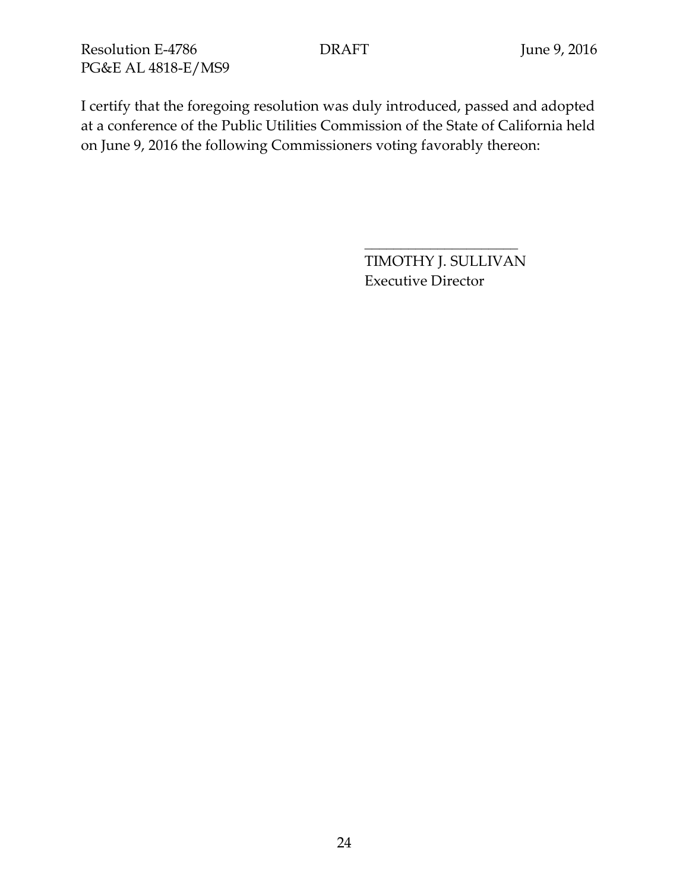I certify that the foregoing resolution was duly introduced, passed and adopted at a conference of the Public Utilities Commission of the State of California held on June 9, 2016 the following Commissioners voting favorably thereon:

\_\_\_\_\_\_\_\_\_\_\_\_\_\_\_\_\_\_\_\_\_\_

TIMOTHY J. SULLIVAN
Executive Director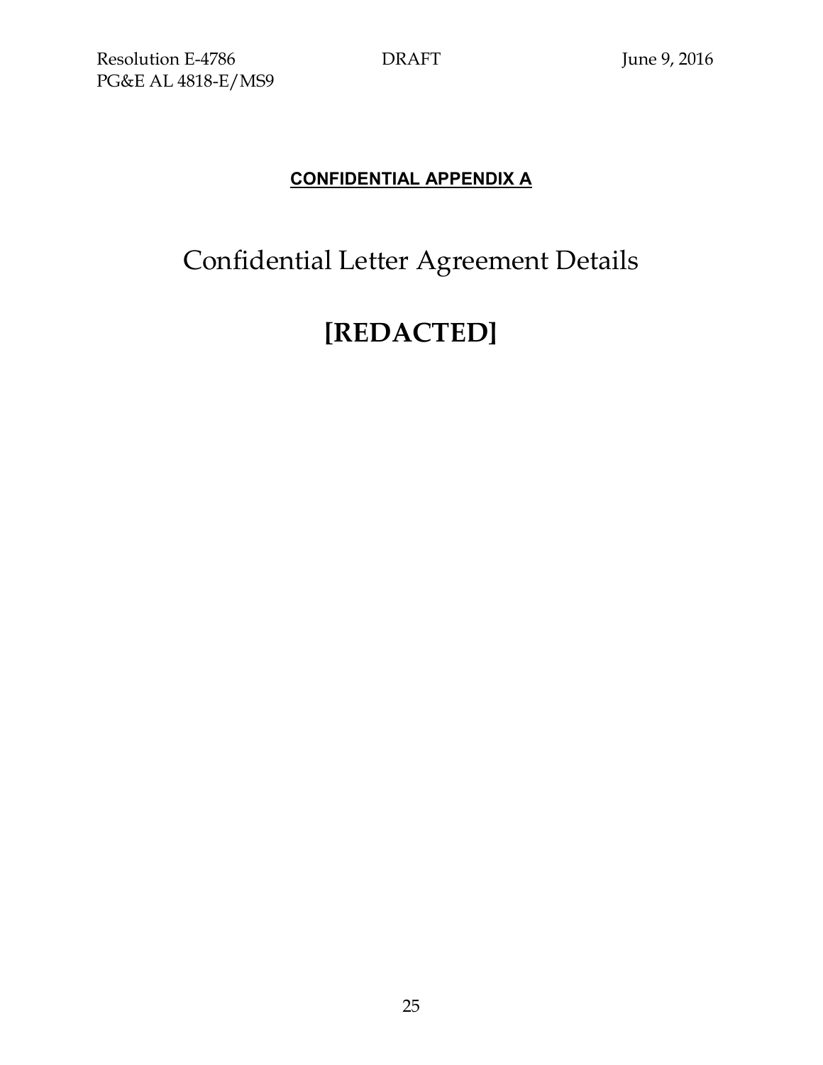## CONFIDENTIAL APPENDIX A

# Confidential Letter Agreement Details

# [REDACTED]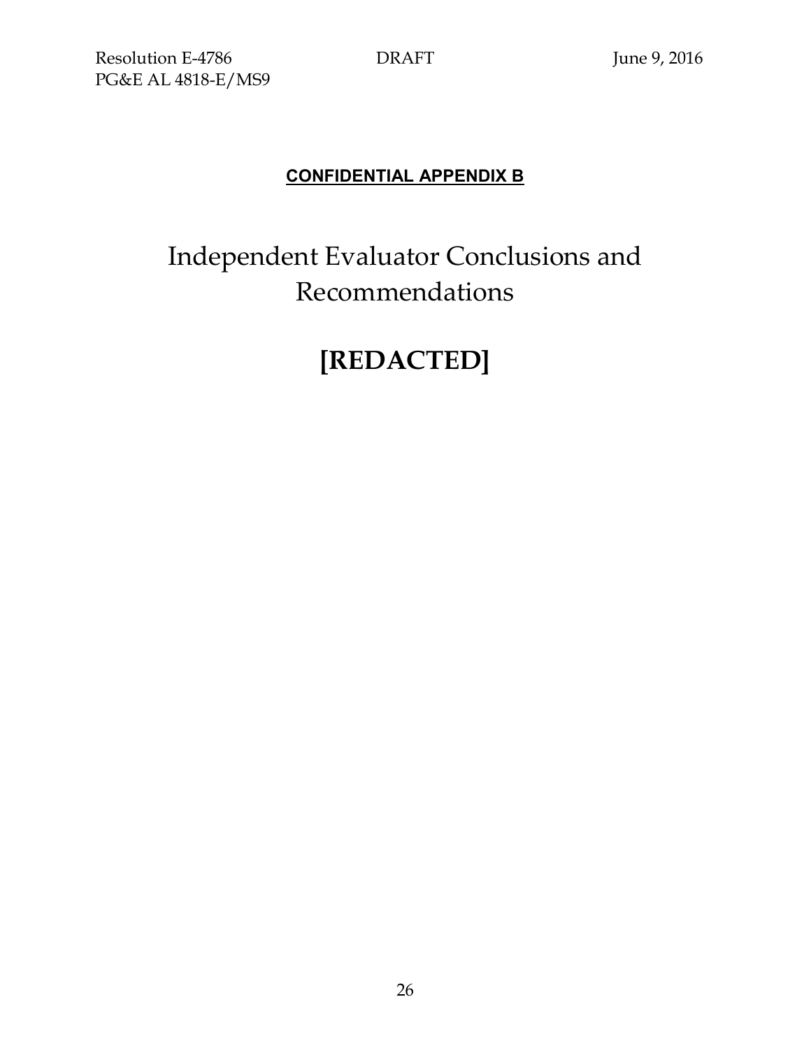**CONFIDENTIAL APPENDIX B**

# Independent Evaluator Conclusions and Recommendations

# [REDACTED]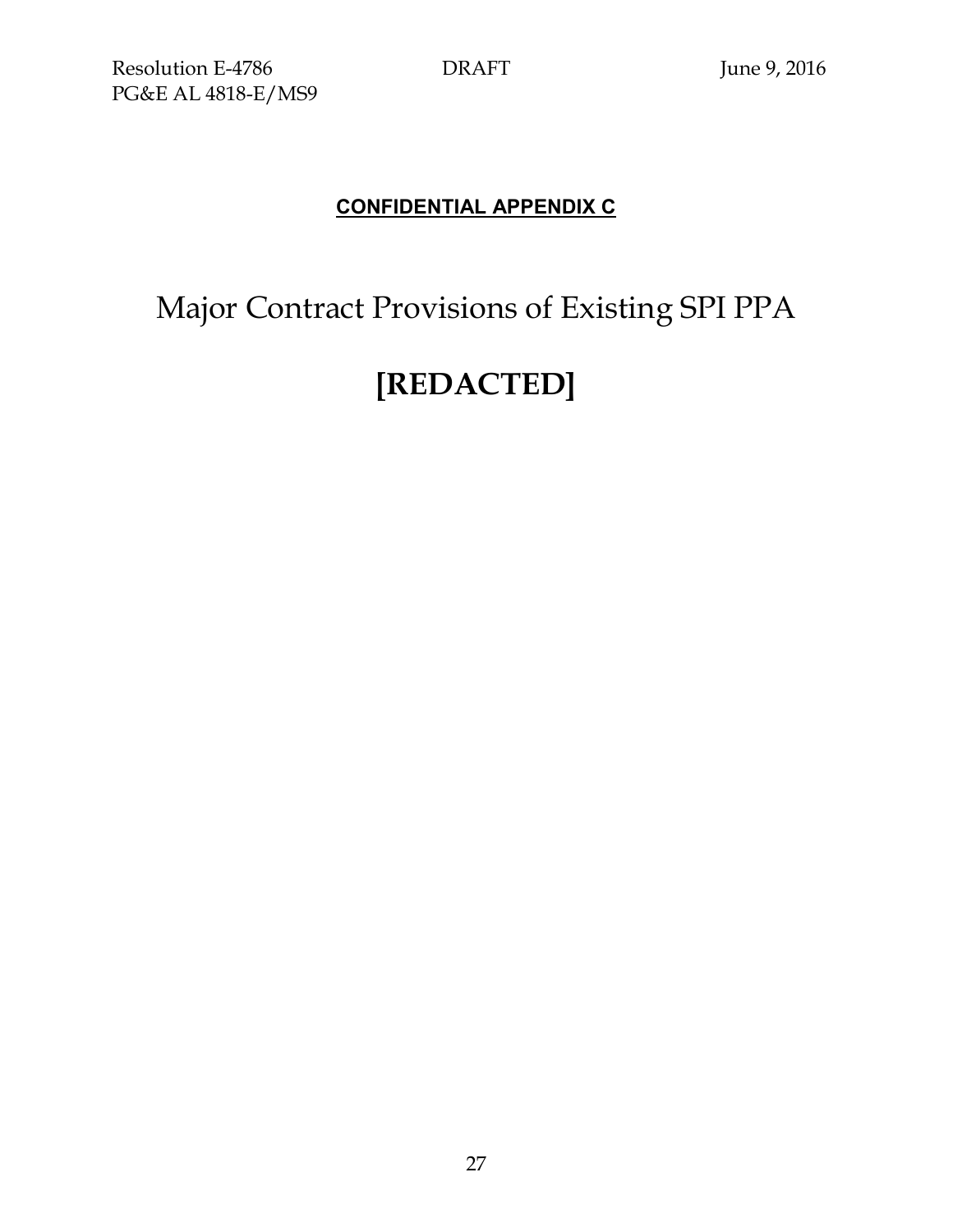**CONFIDENTIAL APPENDIX C**

# Major Contract Provisions of Existing SPI PPA

# [REDACTED]